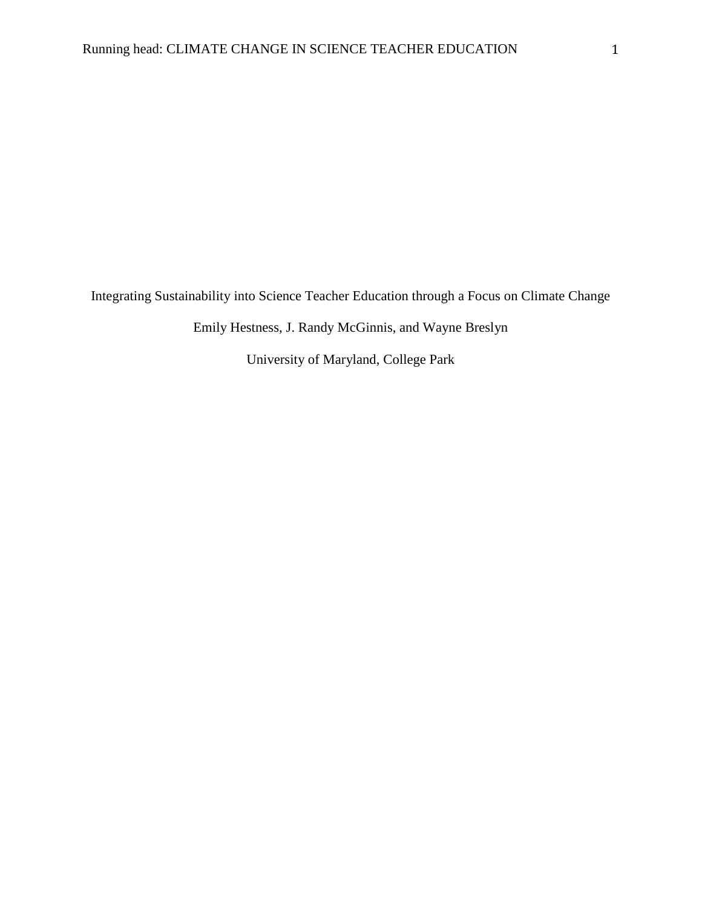# Integrating Sustainability into Science Teacher Education through a Focus on Climate Change

Emily Hestness, J. Randy McGinnis, and Wayne Breslyn

University of Maryland, College Park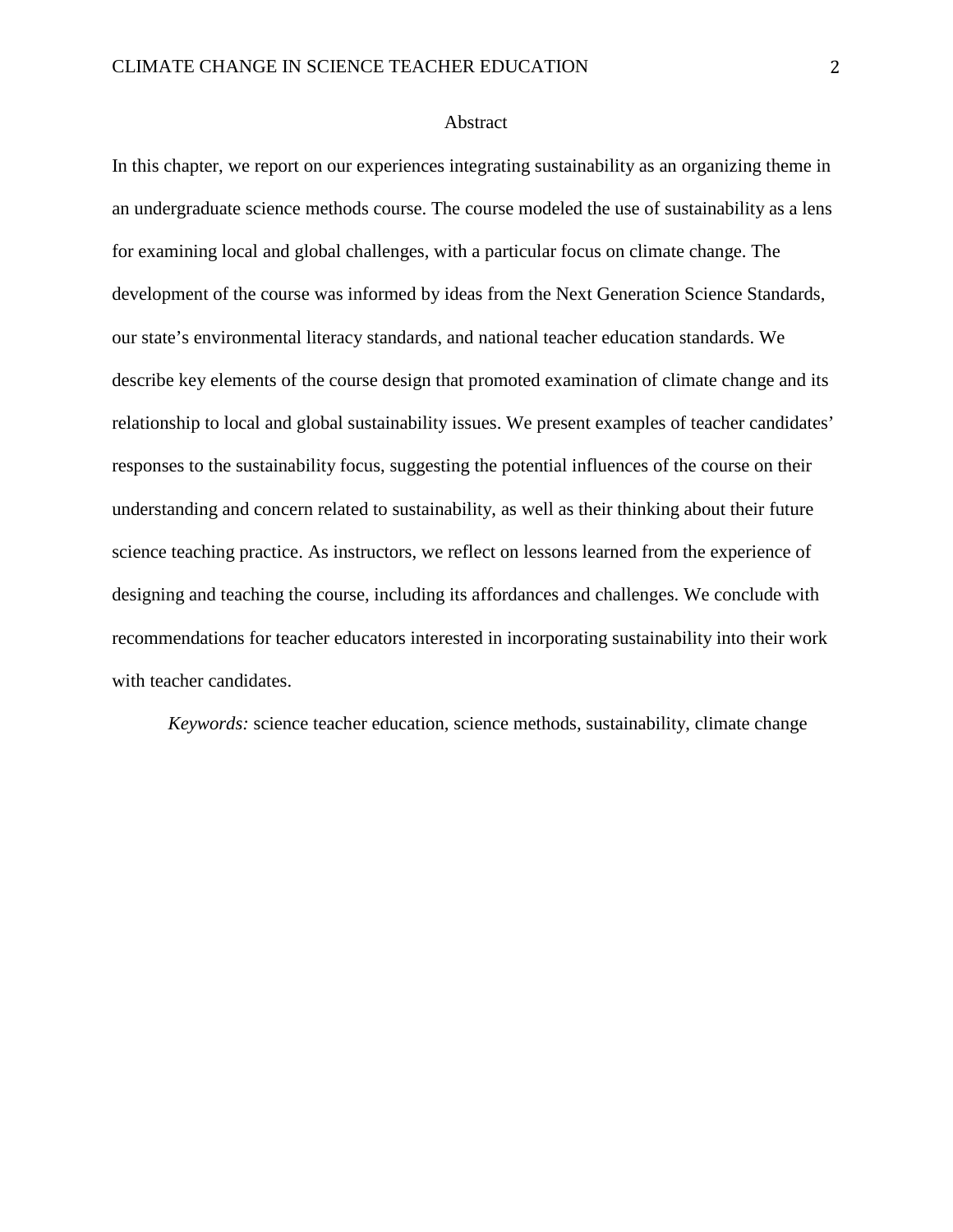# Abstract

In this chapter, we report on our experiences integrating sustainability as an organizing theme in an undergraduate science methods course. The course modeled the use of sustainability as a lens for examining local and global challenges, with a particular focus on climate change. The development of the course was informed by ideas from the Next Generation Science Standards, our state's environmental literacy standards, and national teacher education standards. We describe key elements of the course design that promoted examination of climate change and its relationship to local and global sustainability issues. We present examples of teacher candidates' responses to the sustainability focus, suggesting the potential influences of the course on their understanding and concern related to sustainability, as well as their thinking about their future science teaching practice. As instructors, we reflect on lessons learned from the experience of designing and teaching the course, including its affordances and challenges. We conclude with recommendations for teacher educators interested in incorporating sustainability into their work with teacher candidates.

*Keywords:* science teacher education, science methods, sustainability, climate change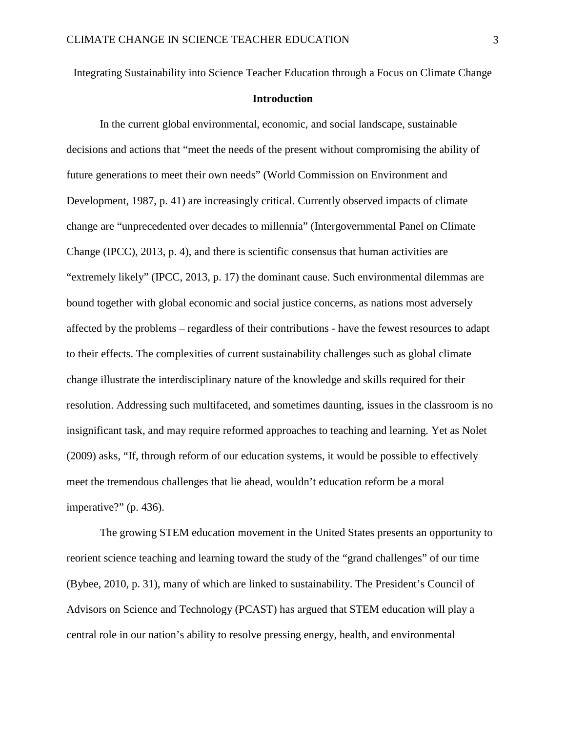Integrating Sustainability into Science Teacher Education through a Focus on Climate Change

## Introduction

In the current global environmental, economic, and social landscape, sustainable decisions and actions that "meet the needs of the present without compromising the ability of future generations to meet their own needs" (World Commission on Environment and Development, 1987, p. 41) are increasingly critical. Currently observed impacts of climate change are "unprecedented over decades to millennia" (Intergovernmental Panel on Climate Change (IPCC), 2013, p. 4), and there is scientific consensus that human activities are "extremely likely" (IPCC, 2013, p. 17) the dominant cause. Such environmental dilemmas are bound together with global economic and social justice concerns, as nations most adversely affected by the problems – regardless of their contributions - have the fewest resources to adapt to their effects. The complexities of current sustainability challenges such as global climate change illustrate the interdisciplinary nature of the knowledge and skills required for their resolution. Addressing such multifaceted, and sometimes daunting, issues in the classroom is no insignificant task, and may require reformed approaches to teaching and learning. Yet as Nolet (2009) asks, "If, through reform of our education systems, it would be possible to effectively meet the tremendous challenges that lie ahead, wouldn't education reform be a moral imperative?" (p. 436).

The growing STEM education movement in the United States presents an opportunity to reorient science teaching and learning toward the study of the "grand challenges" of our time (Bybee, 2010, p. 31), many of which are linked to sustainability. The President's Council of Advisors on Science and Technology (PCAST) has argued that STEM education will play a central role in our nation's ability to resolve pressing energy, health, and environmental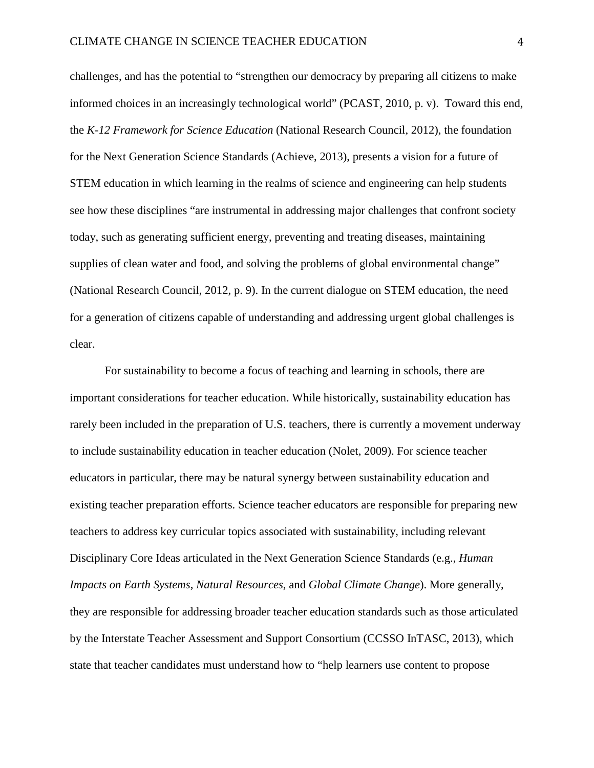challenges, and has the potential to "strengthen our democracy by preparing all citizens to make informed choices in an increasingly technological world" (PCAST, 2010, p. v). Toward this end, the *K-12 Framework for Science Education* (National Research Council, 2012), the foundation for the Next Generation Science Standards (Achieve, 2013), presents a vision for a future of STEM education in which learning in the realms of science and engineering can help students see how these disciplines "are instrumental in addressing major challenges that confront society today, such as generating sufficient energy, preventing and treating diseases, maintaining supplies of clean water and food, and solving the problems of global environmental change" (National Research Council, 2012, p. 9). In the current dialogue on STEM education, the need for a generation of citizens capable of understanding and addressing urgent global challenges is clear.

For sustainability to become a focus of teaching and learning in schools, there are important considerations for teacher education. While historically, sustainability education has rarely been included in the preparation of U.S. teachers, there is currently a movement underway to include sustainability education in teacher education (Nolet, 2009). For science teacher educators in particular, there may be natural synergy between sustainability education and existing teacher preparation efforts. Science teacher educators are responsible for preparing new teachers to address key curricular topics associated with sustainability, including relevant Disciplinary Core Ideas articulated in the Next Generation Science Standards (e.g., *Human Impacts on Earth Systems*, *Natural Resources*, and *Global Climate Change*). More generally, they are responsible for addressing broader teacher education standards such as those articulated by the Interstate Teacher Assessment and Support Consortium (CCSSO InTASC, 2013), which state that teacher candidates must understand how to "help learners use content to propose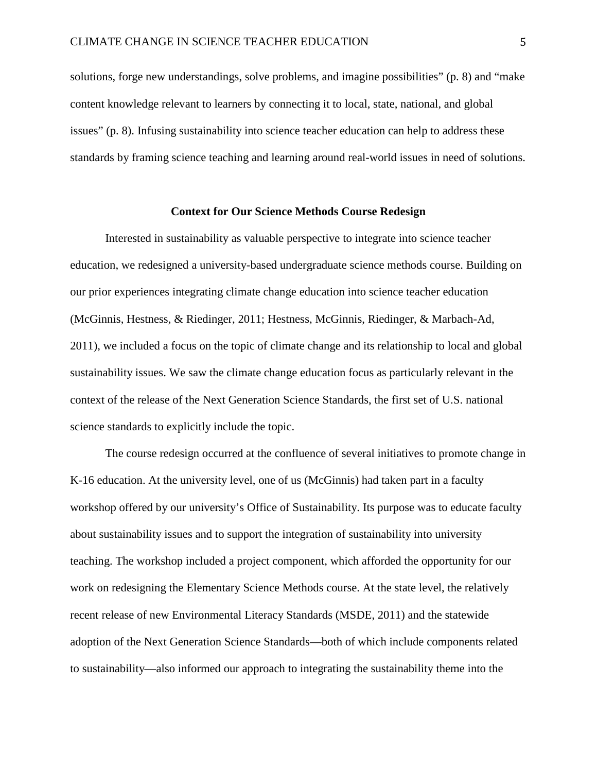solutions, forge new understandings, solve problems, and imagine possibilities" (p. 8) and "make content knowledge relevant to learners by connecting it to local, state, national, and global issues" (p. 8). Infusing sustainability into science teacher education can help to address these standards by framing science teaching and learning around real-world issues in need of solutions.

## Context for Our Science Methods Course Redesign

Interested in sustainability as valuable perspective to integrate into science teacher education, we redesigned a university-based undergraduate science methods course. Building on our prior experiences integrating climate change education into science teacher education (McGinnis, Hestness, & Riedinger, 2011; Hestness, McGinnis, Riedinger, & Marbach-Ad, 2011), we included a focus on the topic of climate change and its relationship to local and global sustainability issues. We saw the climate change education focus as particularly relevant in the context of the release of the Next Generation Science Standards, the first set of U.S. national science standards to explicitly include the topic.

The course redesign occurred at the confluence of several initiatives to promote change in K-16 education. At the university level, one of us (McGinnis) had taken part in a faculty workshop offered by our university's Office of Sustainability. Its purpose was to educate faculty about sustainability issues and to support the integration of sustainability into university teaching. The workshop included a project component, which afforded the opportunity for our work on redesigning the Elementary Science Methods course. At the state level, the relatively recent release of new Environmental Literacy Standards (MSDE, 2011) and the statewide adoption of the Next Generation Science Standards—both of which include components related to sustainability—also informed our approach to integrating the sustainability theme into the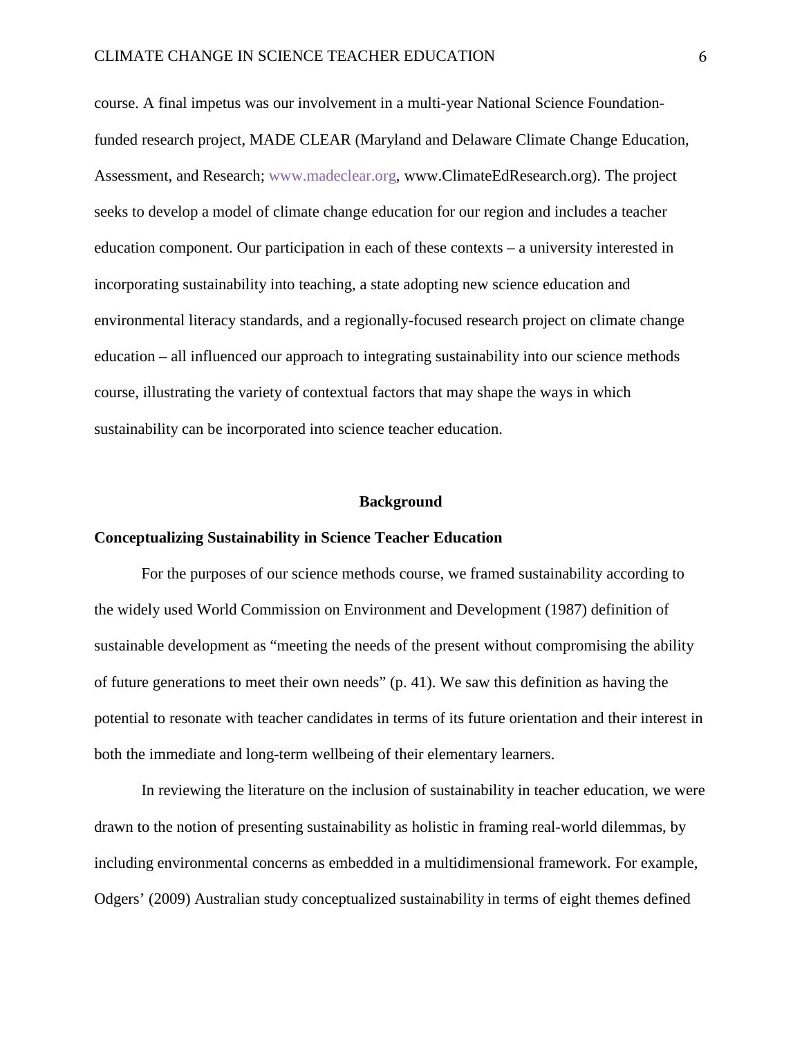course. A final impetus was our involvement in a multi-year National Science Foundation-funded research project, MADE CLEAR (Maryland and Delaware Climate Change Education, Assessment, and Research; www.madeclear.org, www.ClimateEdResearch.org). The project seeks to develop a model of climate change education for our region and includes a teacher education component. Our participation in each of these contexts – a university interested in incorporating sustainability into teaching, a state adopting new science education and environmental literacy standards, and a regionally-focused research project on climate change education – all influenced our approach to integrating sustainability into our science methods course, illustrating the variety of contextual factors that may shape the ways in which sustainability can be incorporated into science teacher education.

## Background

### Conceptualizing Sustainability in Science Teacher Education

For the purposes of our science methods course, we framed sustainability according to the widely used World Commission on Environment and Development (1987) definition of sustainable development as "meeting the needs of the present without compromising the ability of future generations to meet their own needs" (p. 41). We saw this definition as having the potential to resonate with teacher candidates in terms of its future orientation and their interest in both the immediate and long-term wellbeing of their elementary learners.

In reviewing the literature on the inclusion of sustainability in teacher education, we were drawn to the notion of presenting sustainability as holistic in framing real-world dilemmas, by including environmental concerns as embedded in a multidimensional framework. For example, Odgers' (2009) Australian study conceptualized sustainability in terms of eight themes defined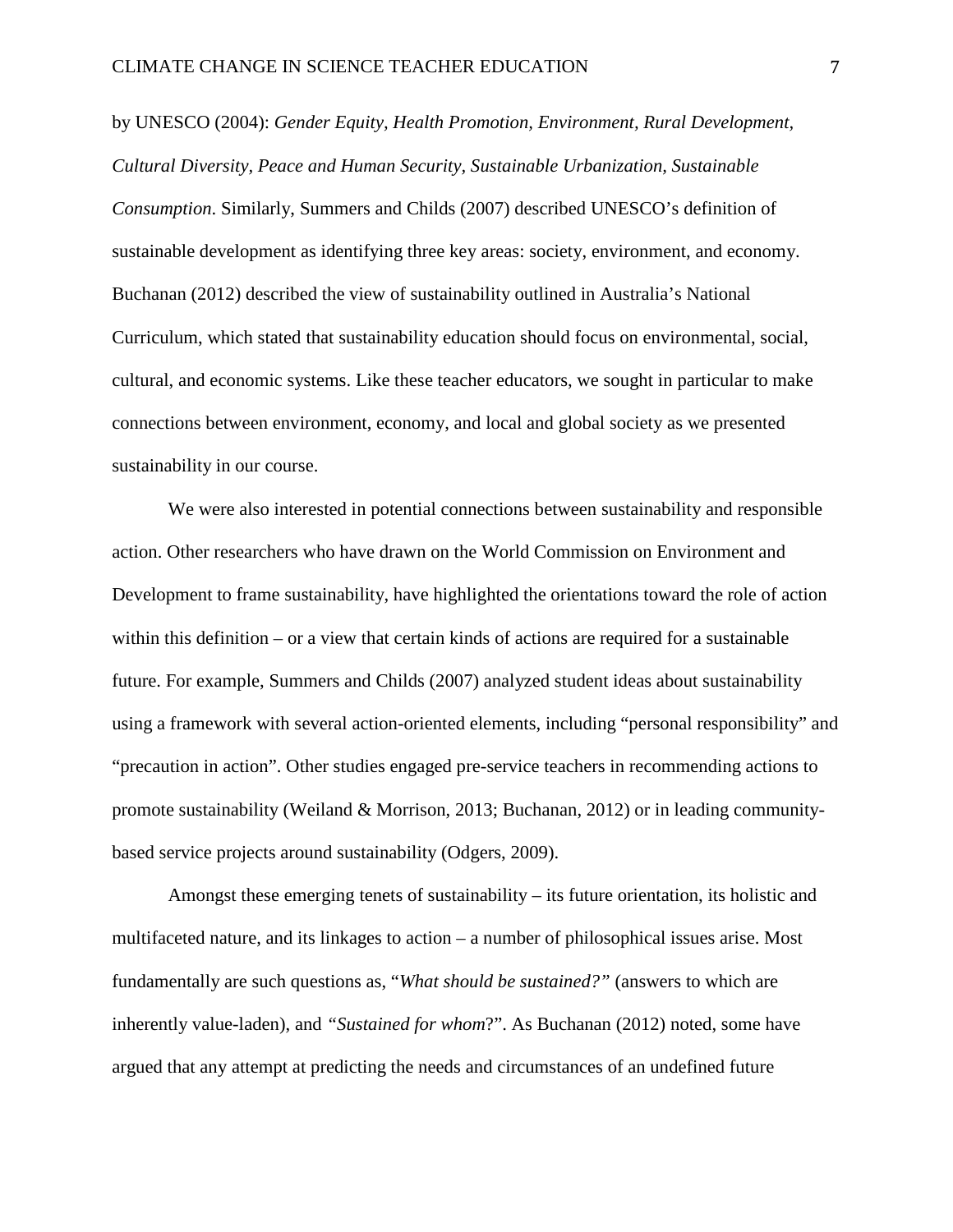by UNESCO (2004): *Gender Equity, Health Promotion, Environment, Rural Development, Cultural Diversity, Peace and Human Security, Sustainable Urbanization, Sustainable Consumption*. Similarly, Summers and Childs (2007) described UNESCO's definition of sustainable development as identifying three key areas: society, environment, and economy. Buchanan (2012) described the view of sustainability outlined in Australia's National Curriculum, which stated that sustainability education should focus on environmental, social, cultural, and economic systems. Like these teacher educators, we sought in particular to make connections between environment, economy, and local and global society as we presented sustainability in our course.

We were also interested in potential connections between sustainability and responsible action. Other researchers who have drawn on the World Commission on Environment and Development to frame sustainability, have highlighted the orientations toward the role of action within this definition – or a view that certain kinds of actions are required for a sustainable future. For example, Summers and Childs (2007) analyzed student ideas about sustainability using a framework with several action-oriented elements, including "personal responsibility" and "precaution in action". Other studies engaged pre-service teachers in recommending actions to promote sustainability (Weiland & Morrison, 2013; Buchanan, 2012) or in leading community-based service projects around sustainability (Odgers, 2009).

Amongst these emerging tenets of sustainability – its future orientation, its holistic and multifaceted nature, and its linkages to action – a number of philosophical issues arise. Most fundamentally are such questions as, "*What should be sustained?"* (answers to which are inherently value-laden), and *"Sustained for whom*?". As Buchanan (2012) noted, some have argued that any attempt at predicting the needs and circumstances of an undefined future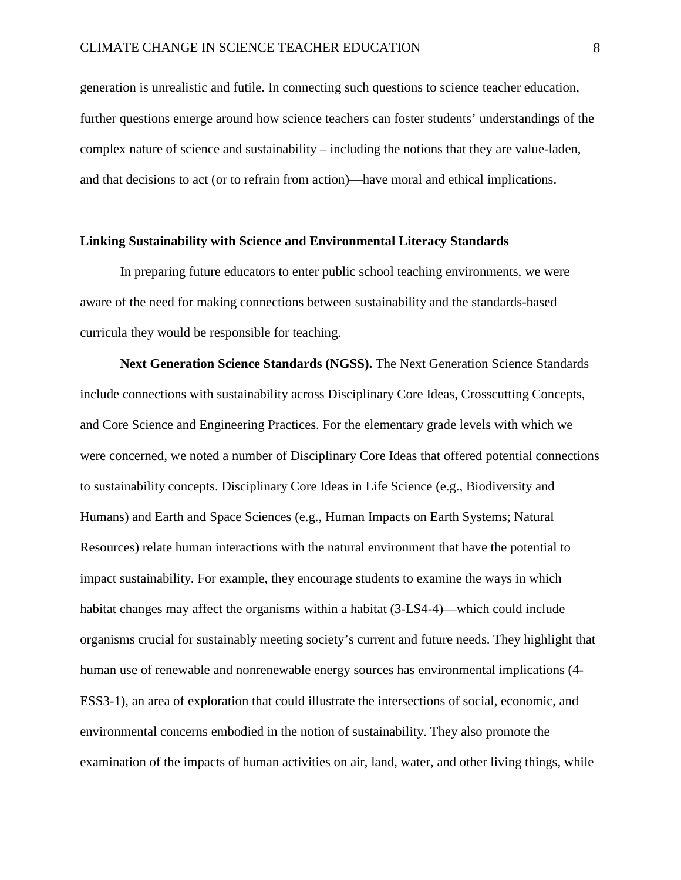generation is unrealistic and futile. In connecting such questions to science teacher education, further questions emerge around how science teachers can foster students' understandings of the complex nature of science and sustainability – including the notions that they are value-laden, and that decisions to act (or to refrain from action)—have moral and ethical implications.

## Linking Sustainability with Science and Environmental Literacy Standards

In preparing future educators to enter public school teaching environments, we were aware of the need for making connections between sustainability and the standards-based curricula they would be responsible for teaching.

**Next Generation Science Standards (NGSS).** The Next Generation Science Standards include connections with sustainability across Disciplinary Core Ideas, Crosscutting Concepts, and Core Science and Engineering Practices. For the elementary grade levels with which we were concerned, we noted a number of Disciplinary Core Ideas that offered potential connections to sustainability concepts. Disciplinary Core Ideas in Life Science (e.g., Biodiversity and Humans) and Earth and Space Sciences (e.g., Human Impacts on Earth Systems; Natural Resources) relate human interactions with the natural environment that have the potential to impact sustainability. For example, they encourage students to examine the ways in which habitat changes may affect the organisms within a habitat (3-LS4-4)—which could include organisms crucial for sustainably meeting society's current and future needs. They highlight that human use of renewable and nonrenewable energy sources has environmental implications (4-ESS3-1), an area of exploration that could illustrate the intersections of social, economic, and environmental concerns embodied in the notion of sustainability. They also promote the examination of the impacts of human activities on air, land, water, and other living things, while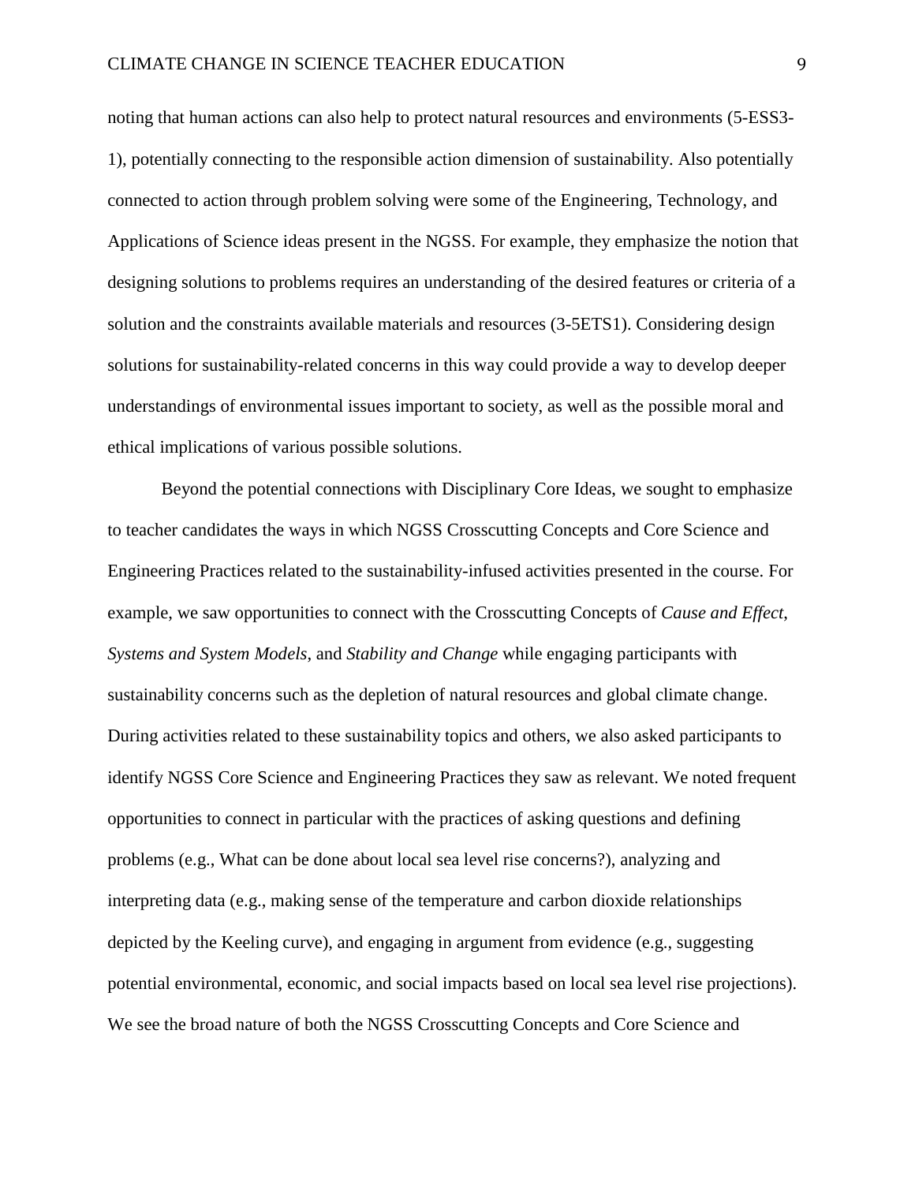noting that human actions can also help to protect natural resources and environments (5-ESS3-1), potentially connecting to the responsible action dimension of sustainability. Also potentially connected to action through problem solving were some of the Engineering, Technology, and Applications of Science ideas present in the NGSS. For example, they emphasize the notion that designing solutions to problems requires an understanding of the desired features or criteria of a solution and the constraints available materials and resources (3-5ETS1). Considering design solutions for sustainability-related concerns in this way could provide a way to develop deeper understandings of environmental issues important to society, as well as the possible moral and ethical implications of various possible solutions.

Beyond the potential connections with Disciplinary Core Ideas, we sought to emphasize to teacher candidates the ways in which NGSS Crosscutting Concepts and Core Science and Engineering Practices related to the sustainability-infused activities presented in the course. For example, we saw opportunities to connect with the Crosscutting Concepts of *Cause and Effect*, *Systems and System Models*, and *Stability and Change* while engaging participants with sustainability concerns such as the depletion of natural resources and global climate change. During activities related to these sustainability topics and others, we also asked participants to identify NGSS Core Science and Engineering Practices they saw as relevant. We noted frequent opportunities to connect in particular with the practices of asking questions and defining problems (e.g., What can be done about local sea level rise concerns?), analyzing and interpreting data (e.g., making sense of the temperature and carbon dioxide relationships depicted by the Keeling curve), and engaging in argument from evidence (e.g., suggesting potential environmental, economic, and social impacts based on local sea level rise projections). We see the broad nature of both the NGSS Crosscutting Concepts and Core Science and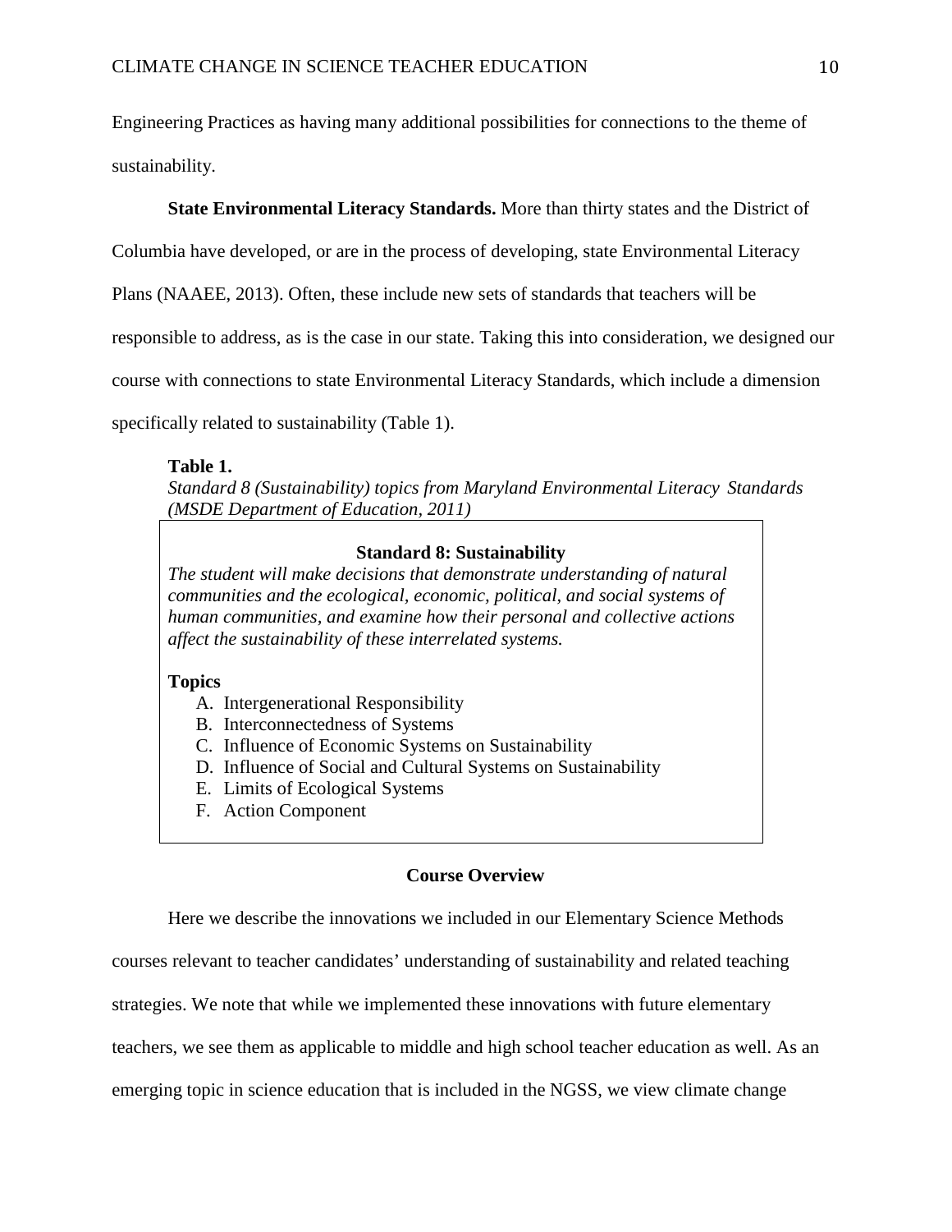Engineering Practices as having many additional possibilities for connections to the theme of sustainability.

**State Environmental Literacy Standards.** More than thirty states and the District of Columbia have developed, or are in the process of developing, state Environmental Literacy Plans (NAAEE, 2013). Often, these include new sets of standards that teachers will be responsible to address, as is the case in our state. Taking this into consideration, we designed our course with connections to state Environmental Literacy Standards, which include a dimension specifically related to sustainability (Table 1).

**Table 1.**
*Standard 8 (Sustainability) topics from Maryland Environmental Literacy Standards (MSDE Department of Education, 2011)*

**Standard 8: Sustainability**

*The student will make decisions that demonstrate understanding of natural communities and the ecological, economic, political, and social systems of human communities, and examine how their personal and collective actions affect the sustainability of these interrelated systems.*

**Topics**

A. Intergenerational Responsibility
B. Interconnectedness of Systems
C. Influence of Economic Systems on Sustainability
D. Influence of Social and Cultural Systems on Sustainability
E. Limits of Ecological Systems
F. Action Component

## Course Overview

Here we describe the innovations we included in our Elementary Science Methods courses relevant to teacher candidates' understanding of sustainability and related teaching strategies. We note that while we implemented these innovations with future elementary teachers, we see them as applicable to middle and high school teacher education as well. As an emerging topic in science education that is included in the NGSS, we view climate change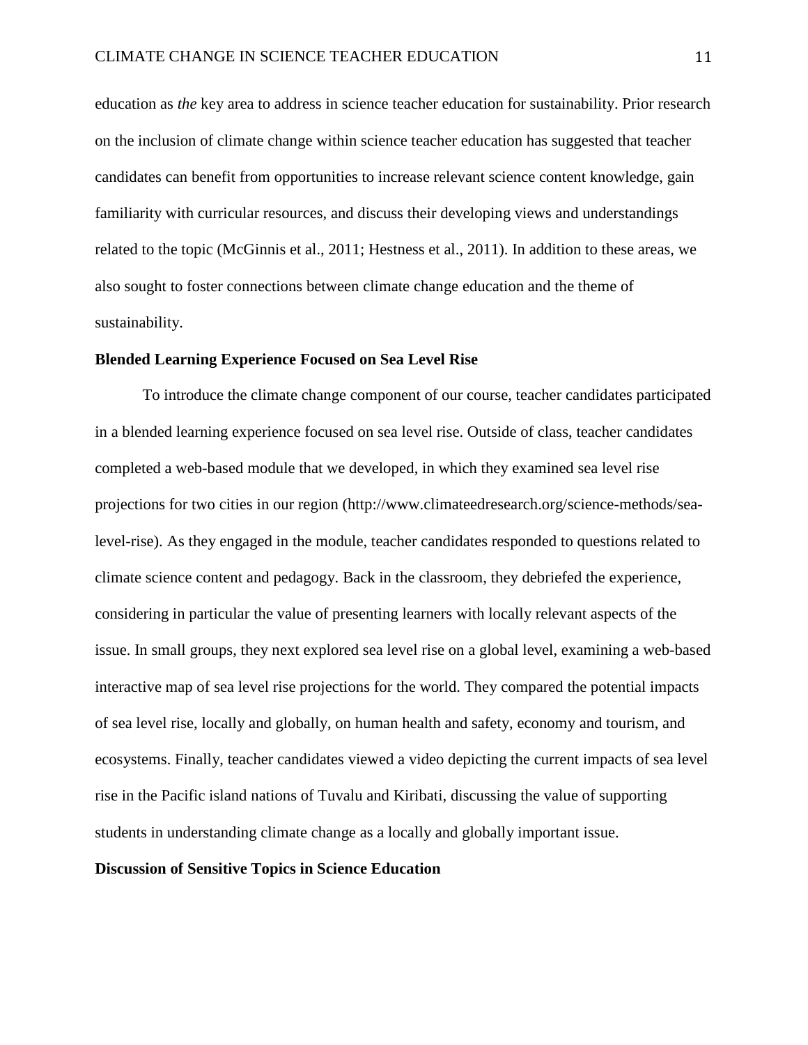education as *the* key area to address in science teacher education for sustainability. Prior research on the inclusion of climate change within science teacher education has suggested that teacher candidates can benefit from opportunities to increase relevant science content knowledge, gain familiarity with curricular resources, and discuss their developing views and understandings related to the topic (McGinnis et al., 2011; Hestness et al., 2011). In addition to these areas, we also sought to foster connections between climate change education and the theme of sustainability.

**Blended Learning Experience Focused on Sea Level Rise**

To introduce the climate change component of our course, teacher candidates participated in a blended learning experience focused on sea level rise. Outside of class, teacher candidates completed a web-based module that we developed, in which they examined sea level rise projections for two cities in our region (http://www.climateedresearch.org/science-methods/sea-level-rise). As they engaged in the module, teacher candidates responded to questions related to climate science content and pedagogy. Back in the classroom, they debriefed the experience, considering in particular the value of presenting learners with locally relevant aspects of the issue. In small groups, they next explored sea level rise on a global level, examining a web-based interactive map of sea level rise projections for the world. They compared the potential impacts of sea level rise, locally and globally, on human health and safety, economy and tourism, and ecosystems. Finally, teacher candidates viewed a video depicting the current impacts of sea level rise in the Pacific island nations of Tuvalu and Kiribati, discussing the value of supporting students in understanding climate change as a locally and globally important issue.

**Discussion of Sensitive Topics in Science Education**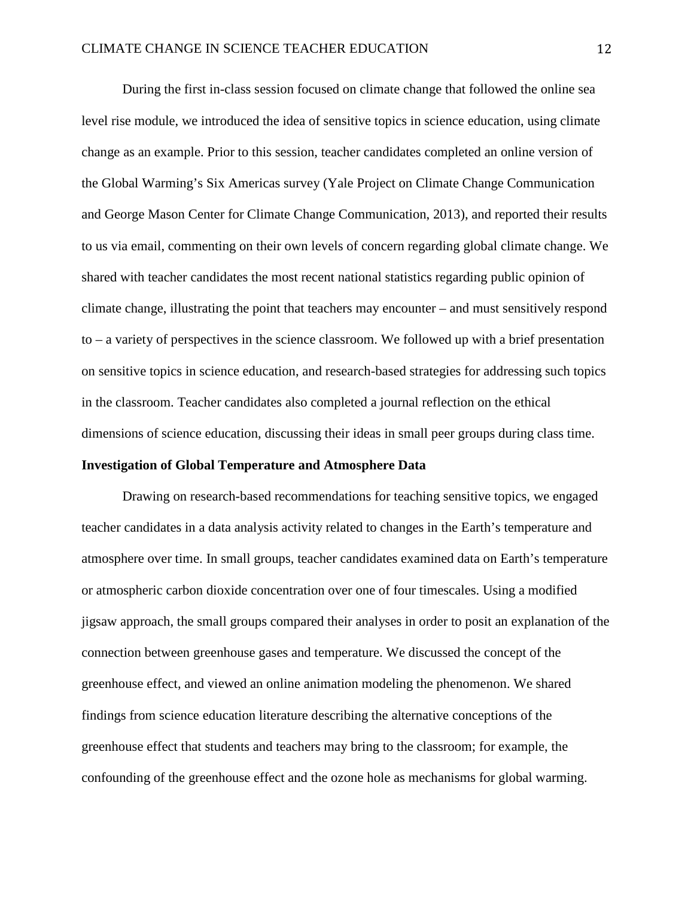During the first in-class session focused on climate change that followed the online sea level rise module, we introduced the idea of sensitive topics in science education, using climate change as an example. Prior to this session, teacher candidates completed an online version of the Global Warming's Six Americas survey (Yale Project on Climate Change Communication and George Mason Center for Climate Change Communication, 2013), and reported their results to us via email, commenting on their own levels of concern regarding global climate change. We shared with teacher candidates the most recent national statistics regarding public opinion of climate change, illustrating the point that teachers may encounter – and must sensitively respond to – a variety of perspectives in the science classroom. We followed up with a brief presentation on sensitive topics in science education, and research-based strategies for addressing such topics in the classroom. Teacher candidates also completed a journal reflection on the ethical dimensions of science education, discussing their ideas in small peer groups during class time.

**Investigation of Global Temperature and Atmosphere Data**

Drawing on research-based recommendations for teaching sensitive topics, we engaged teacher candidates in a data analysis activity related to changes in the Earth's temperature and atmosphere over time. In small groups, teacher candidates examined data on Earth's temperature or atmospheric carbon dioxide concentration over one of four timescales. Using a modified jigsaw approach, the small groups compared their analyses in order to posit an explanation of the connection between greenhouse gases and temperature. We discussed the concept of the greenhouse effect, and viewed an online animation modeling the phenomenon. We shared findings from science education literature describing the alternative conceptions of the greenhouse effect that students and teachers may bring to the classroom; for example, the confounding of the greenhouse effect and the ozone hole as mechanisms for global warming.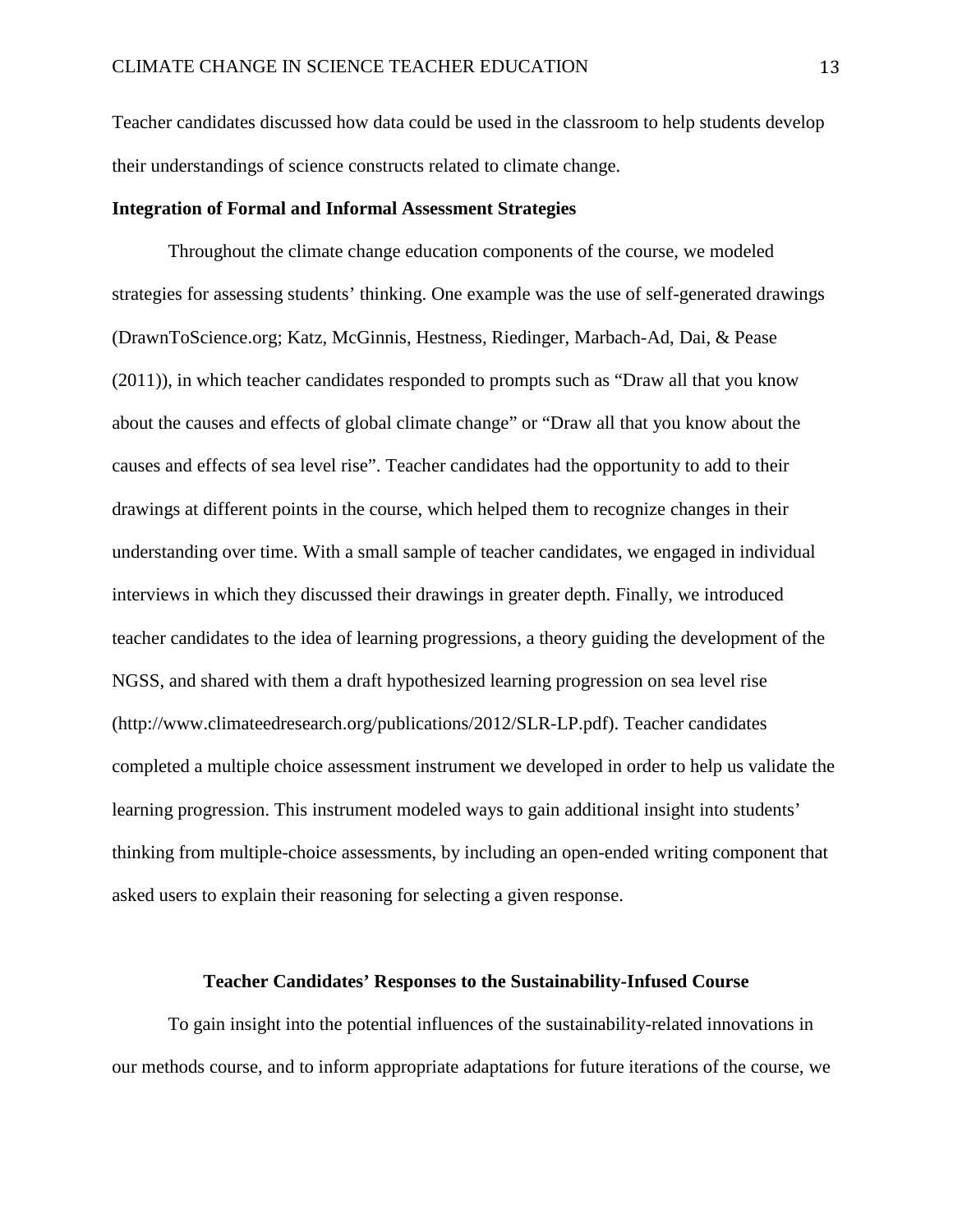Teacher candidates discussed how data could be used in the classroom to help students develop their understandings of science constructs related to climate change.

### Integration of Formal and Informal Assessment Strategies

Throughout the climate change education components of the course, we modeled strategies for assessing students' thinking. One example was the use of self-generated drawings (DrawnToScience.org; Katz, McGinnis, Hestness, Riedinger, Marbach-Ad, Dai, & Pease (2011)), in which teacher candidates responded to prompts such as "Draw all that you know about the causes and effects of global climate change" or "Draw all that you know about the causes and effects of sea level rise". Teacher candidates had the opportunity to add to their drawings at different points in the course, which helped them to recognize changes in their understanding over time. With a small sample of teacher candidates, we engaged in individual interviews in which they discussed their drawings in greater depth. Finally, we introduced teacher candidates to the idea of learning progressions, a theory guiding the development of the NGSS, and shared with them a draft hypothesized learning progression on sea level rise (http://www.climateedresearch.org/publications/2012/SLR-LP.pdf). Teacher candidates completed a multiple choice assessment instrument we developed in order to help us validate the learning progression. This instrument modeled ways to gain additional insight into students' thinking from multiple-choice assessments, by including an open-ended writing component that asked users to explain their reasoning for selecting a given response.

## Teacher Candidates' Responses to the Sustainability-Infused Course

To gain insight into the potential influences of the sustainability-related innovations in our methods course, and to inform appropriate adaptations for future iterations of the course, we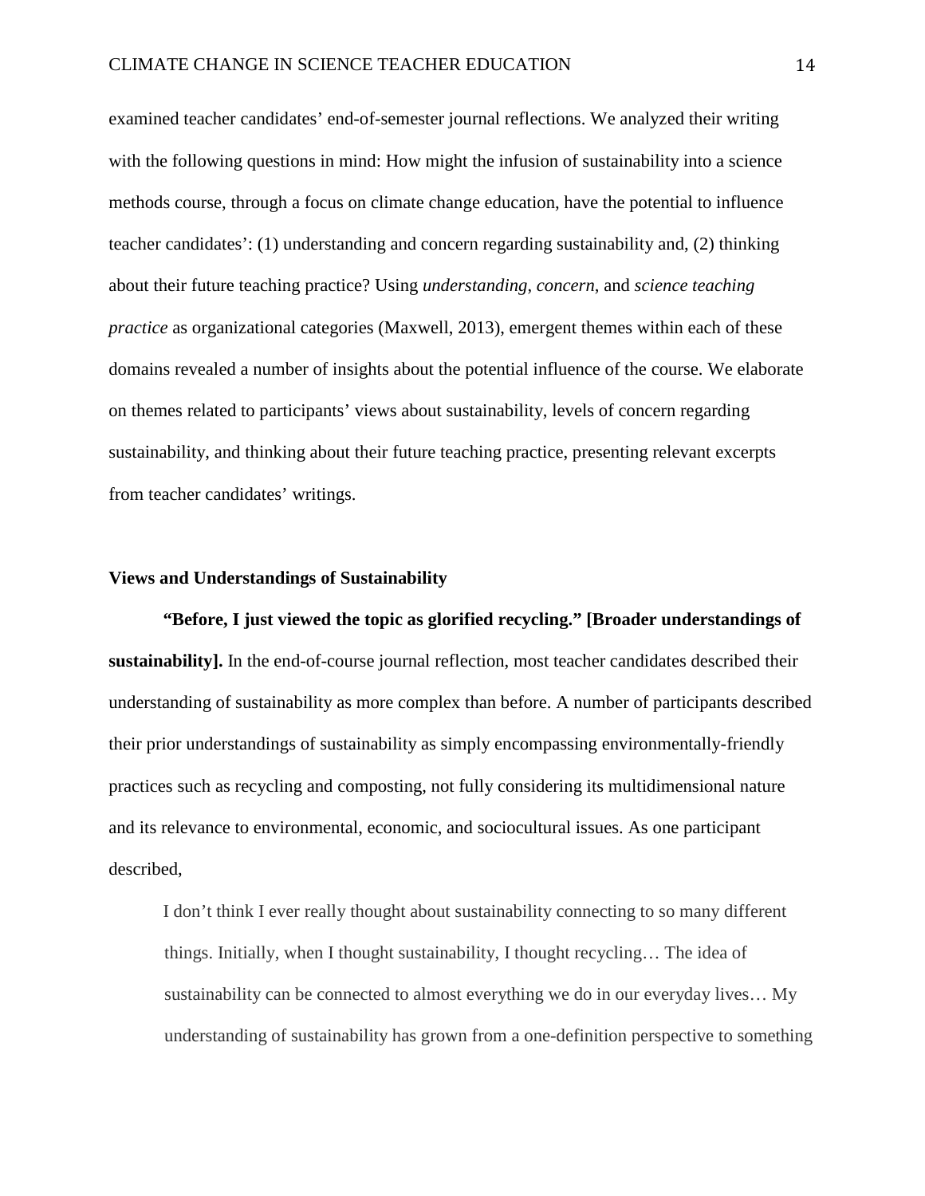examined teacher candidates' end-of-semester journal reflections. We analyzed their writing with the following questions in mind: How might the infusion of sustainability into a science methods course, through a focus on climate change education, have the potential to influence teacher candidates': (1) understanding and concern regarding sustainability and, (2) thinking about their future teaching practice? Using *understanding*, *concern*, and *science teaching practice* as organizational categories (Maxwell, 2013), emergent themes within each of these domains revealed a number of insights about the potential influence of the course. We elaborate on themes related to participants' views about sustainability, levels of concern regarding sustainability, and thinking about their future teaching practice, presenting relevant excerpts from teacher candidates' writings.

### Views and Understandings of Sustainability

**"Before, I just viewed the topic as glorified recycling." [Broader understandings of sustainability].** In the end-of-course journal reflection, most teacher candidates described their understanding of sustainability as more complex than before. A number of participants described their prior understandings of sustainability as simply encompassing environmentally-friendly practices such as recycling and composting, not fully considering its multidimensional nature and its relevance to environmental, economic, and sociocultural issues. As one participant described,

> I don't think I ever really thought about sustainability connecting to so many different things. Initially, when I thought sustainability, I thought recycling… The idea of sustainability can be connected to almost everything we do in our everyday lives… My understanding of sustainability has grown from a one-definition perspective to something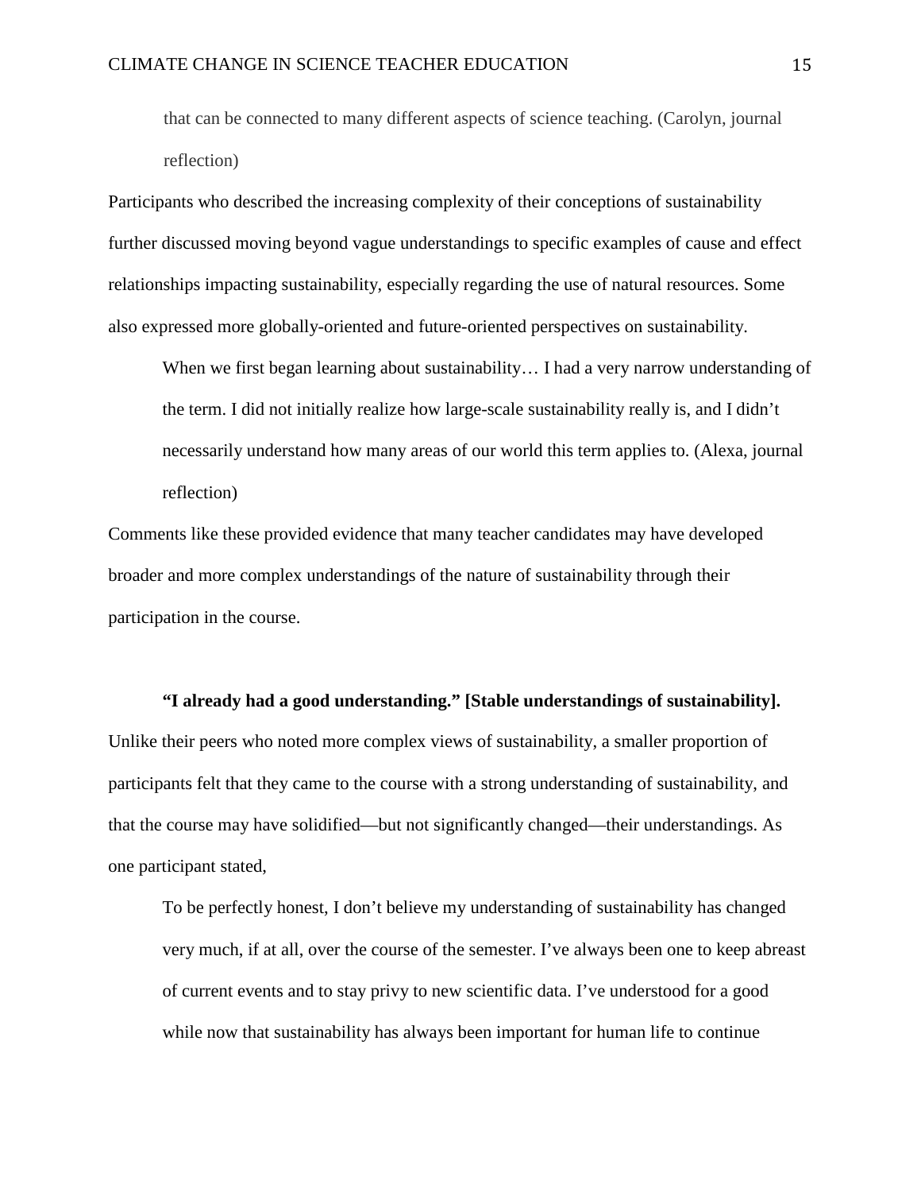> that can be connected to many different aspects of science teaching. (Carolyn, journal reflection)

Participants who described the increasing complexity of their conceptions of sustainability further discussed moving beyond vague understandings to specific examples of cause and effect relationships impacting sustainability, especially regarding the use of natural resources. Some also expressed more globally-oriented and future-oriented perspectives on sustainability.

> When we first began learning about sustainability… I had a very narrow understanding of the term. I did not initially realize how large-scale sustainability really is, and I didn't necessarily understand how many areas of our world this term applies to. (Alexa, journal reflection)

Comments like these provided evidence that many teacher candidates may have developed broader and more complex understandings of the nature of sustainability through their participation in the course.

**"I already had a good understanding." [Stable understandings of sustainability].** Unlike their peers who noted more complex views of sustainability, a smaller proportion of participants felt that they came to the course with a strong understanding of sustainability, and that the course may have solidified—but not significantly changed—their understandings. As one participant stated,

> To be perfectly honest, I don't believe my understanding of sustainability has changed very much, if at all, over the course of the semester. I've always been one to keep abreast of current events and to stay privy to new scientific data. I've understood for a good while now that sustainability has always been important for human life to continue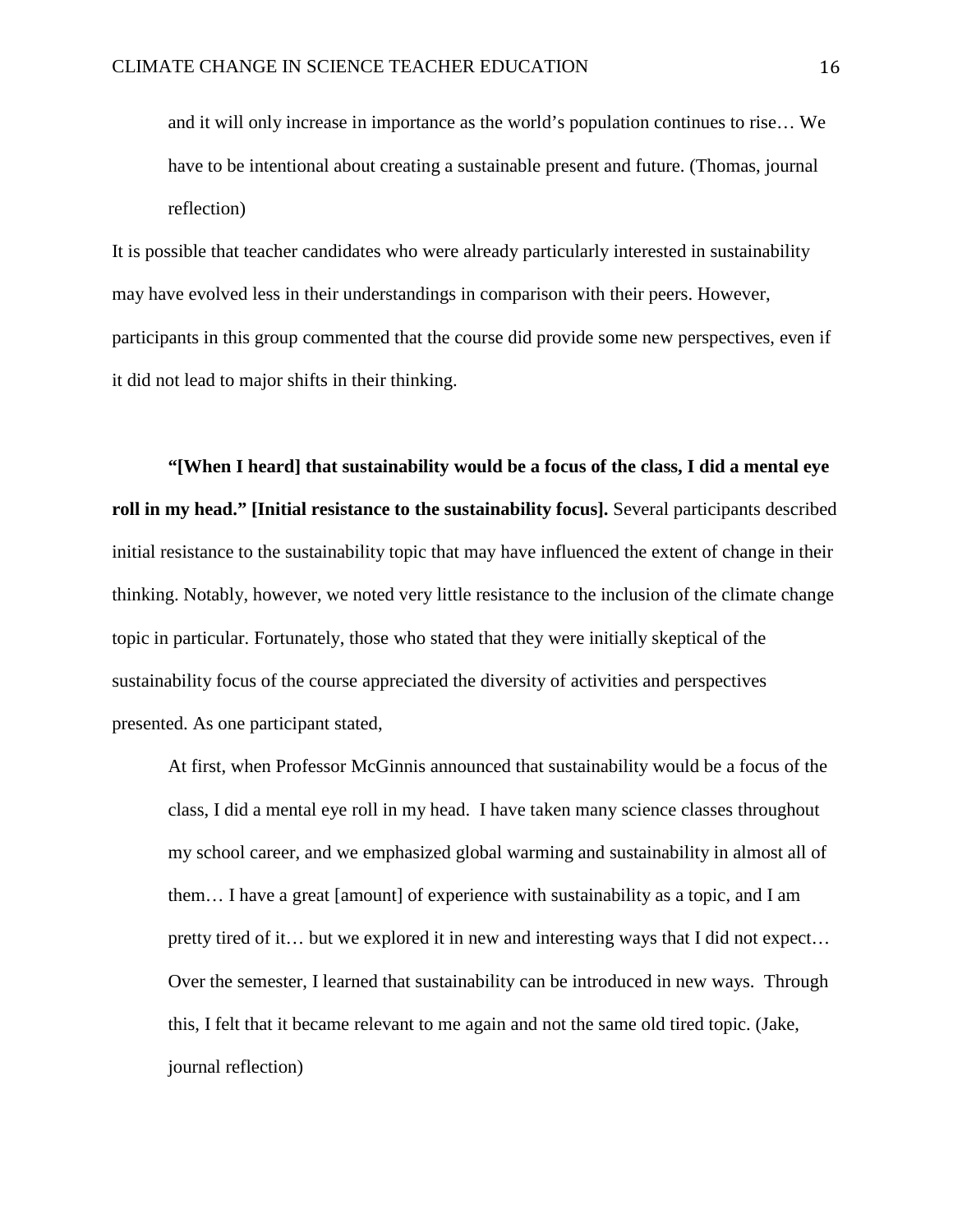> and it will only increase in importance as the world's population continues to rise… We have to be intentional about creating a sustainable present and future. (Thomas, journal reflection)

It is possible that teacher candidates who were already particularly interested in sustainability may have evolved less in their understandings in comparison with their peers. However, participants in this group commented that the course did provide some new perspectives, even if it did not lead to major shifts in their thinking.

**"[When I heard] that sustainability would be a focus of the class, I did a mental eye roll in my head." [Initial resistance to the sustainability focus].** Several participants described initial resistance to the sustainability topic that may have influenced the extent of change in their thinking. Notably, however, we noted very little resistance to the inclusion of the climate change topic in particular. Fortunately, those who stated that they were initially skeptical of the sustainability focus of the course appreciated the diversity of activities and perspectives presented. As one participant stated,

> At first, when Professor McGinnis announced that sustainability would be a focus of the class, I did a mental eye roll in my head. I have taken many science classes throughout my school career, and we emphasized global warming and sustainability in almost all of them… I have a great [amount] of experience with sustainability as a topic, and I am pretty tired of it… but we explored it in new and interesting ways that I did not expect… Over the semester, I learned that sustainability can be introduced in new ways. Through this, I felt that it became relevant to me again and not the same old tired topic. (Jake, journal reflection)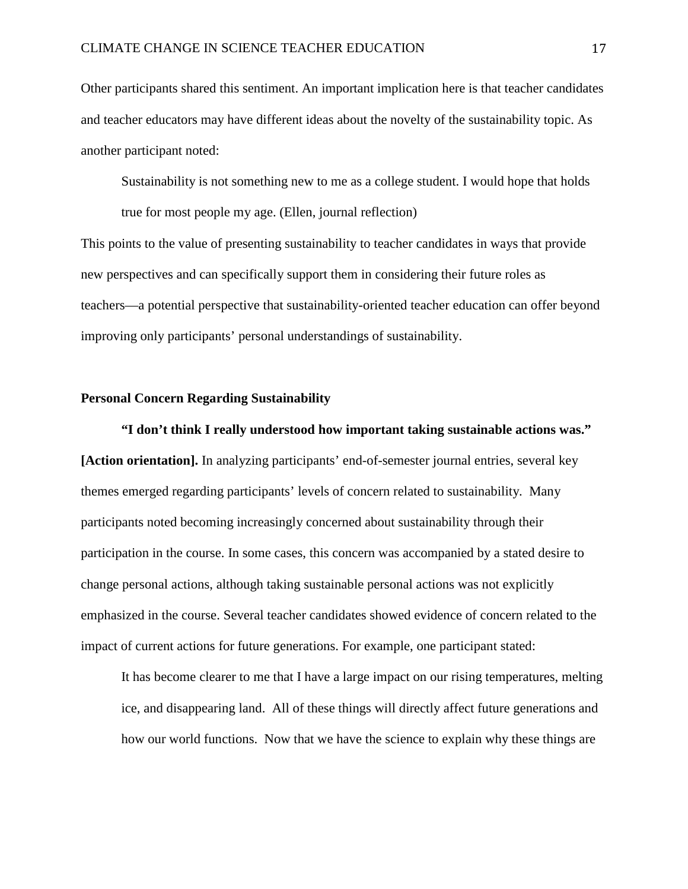Other participants shared this sentiment. An important implication here is that teacher candidates and teacher educators may have different ideas about the novelty of the sustainability topic. As another participant noted:

> Sustainability is not something new to me as a college student. I would hope that holds true for most people my age. (Ellen, journal reflection)

This points to the value of presenting sustainability to teacher candidates in ways that provide new perspectives and can specifically support them in considering their future roles as teachers—a potential perspective that sustainability-oriented teacher education can offer beyond improving only participants' personal understandings of sustainability.

### Personal Concern Regarding Sustainability

**"I don't think I really understood how important taking sustainable actions was." [Action orientation].** In analyzing participants' end-of-semester journal entries, several key themes emerged regarding participants' levels of concern related to sustainability. Many participants noted becoming increasingly concerned about sustainability through their participation in the course. In some cases, this concern was accompanied by a stated desire to change personal actions, although taking sustainable personal actions was not explicitly emphasized in the course. Several teacher candidates showed evidence of concern related to the impact of current actions for future generations. For example, one participant stated:

> It has become clearer to me that I have a large impact on our rising temperatures, melting ice, and disappearing land. All of these things will directly affect future generations and how our world functions. Now that we have the science to explain why these things are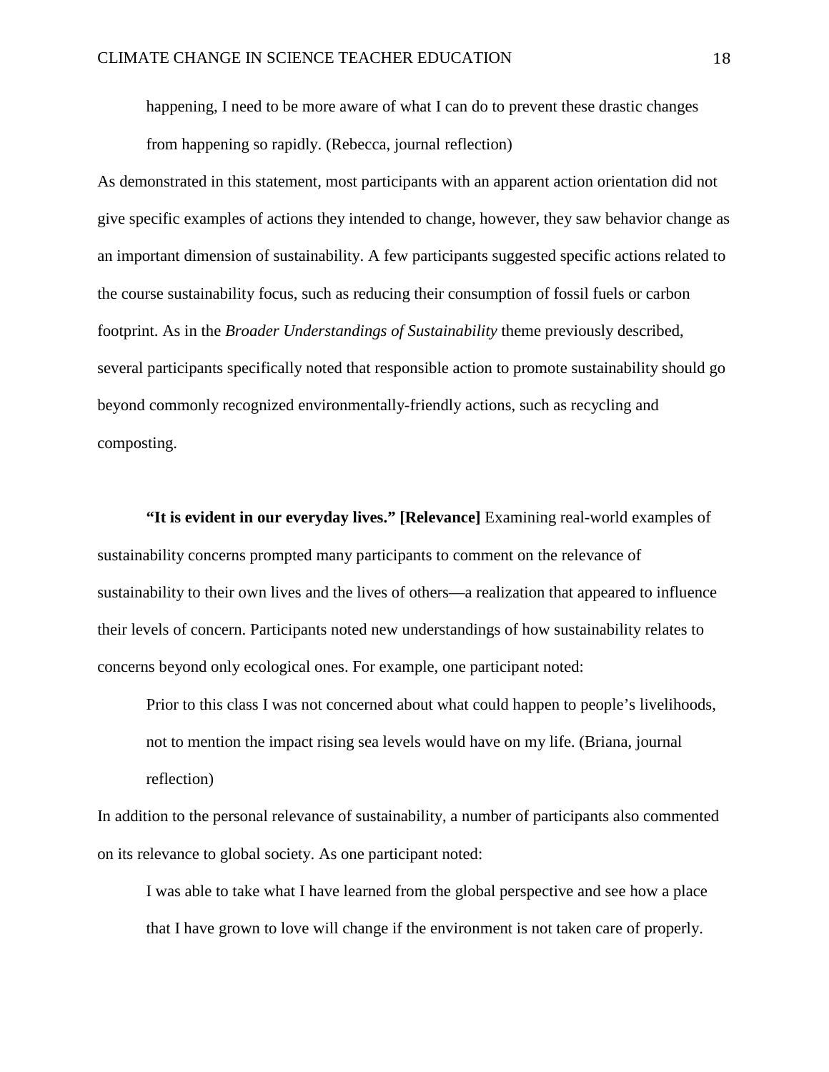> happening, I need to be more aware of what I can do to prevent these drastic changes from happening so rapidly. (Rebecca, journal reflection)

As demonstrated in this statement, most participants with an apparent action orientation did not give specific examples of actions they intended to change, however, they saw behavior change as an important dimension of sustainability. A few participants suggested specific actions related to the course sustainability focus, such as reducing their consumption of fossil fuels or carbon footprint. As in the *Broader Understandings of Sustainability* theme previously described, several participants specifically noted that responsible action to promote sustainability should go beyond commonly recognized environmentally-friendly actions, such as recycling and composting.

**"It is evident in our everyday lives." [Relevance]** Examining real-world examples of sustainability concerns prompted many participants to comment on the relevance of sustainability to their own lives and the lives of others—a realization that appeared to influence their levels of concern. Participants noted new understandings of how sustainability relates to concerns beyond only ecological ones. For example, one participant noted:

> Prior to this class I was not concerned about what could happen to people's livelihoods, not to mention the impact rising sea levels would have on my life. (Briana, journal reflection)

In addition to the personal relevance of sustainability, a number of participants also commented on its relevance to global society. As one participant noted:

> I was able to take what I have learned from the global perspective and see how a place that I have grown to love will change if the environment is not taken care of properly.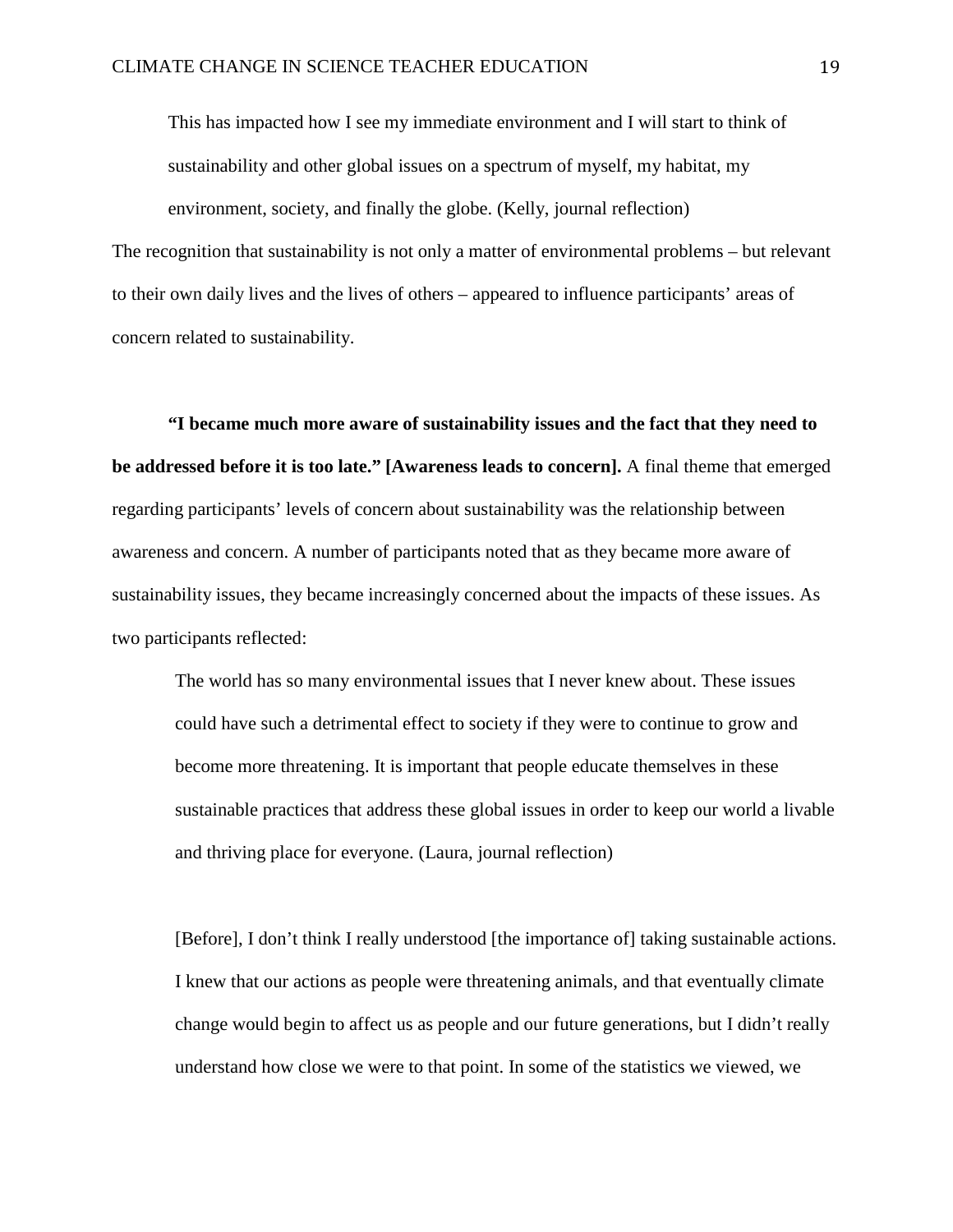> This has impacted how I see my immediate environment and I will start to think of sustainability and other global issues on a spectrum of myself, my habitat, my environment, society, and finally the globe. (Kelly, journal reflection)

The recognition that sustainability is not only a matter of environmental problems – but relevant to their own daily lives and the lives of others – appeared to influence participants' areas of concern related to sustainability.

**"I became much more aware of sustainability issues and the fact that they need to be addressed before it is too late." [Awareness leads to concern].** A final theme that emerged regarding participants' levels of concern about sustainability was the relationship between awareness and concern. A number of participants noted that as they became more aware of sustainability issues, they became increasingly concerned about the impacts of these issues. As two participants reflected:

> The world has so many environmental issues that I never knew about. These issues could have such a detrimental effect to society if they were to continue to grow and become more threatening. It is important that people educate themselves in these sustainable practices that address these global issues in order to keep our world a livable and thriving place for everyone. (Laura, journal reflection)

> [Before], I don't think I really understood [the importance of] taking sustainable actions. I knew that our actions as people were threatening animals, and that eventually climate change would begin to affect us as people and our future generations, but I didn't really understand how close we were to that point. In some of the statistics we viewed, we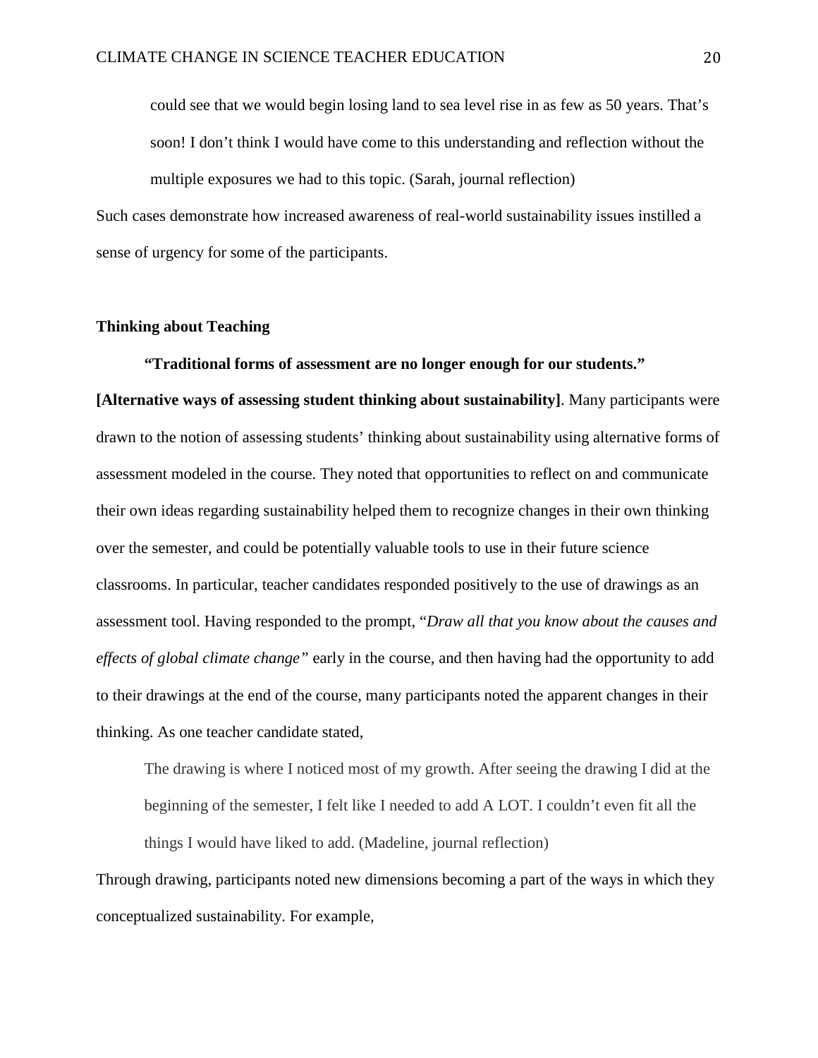> could see that we would begin losing land to sea level rise in as few as 50 years. That's soon! I don't think I would have come to this understanding and reflection without the multiple exposures we had to this topic. (Sarah, journal reflection)

Such cases demonstrate how increased awareness of real-world sustainability issues instilled a sense of urgency for some of the participants.

### Thinking about Teaching

**"Traditional forms of assessment are no longer enough for our students." [Alternative ways of assessing student thinking about sustainability]**. Many participants were drawn to the notion of assessing students' thinking about sustainability using alternative forms of assessment modeled in the course. They noted that opportunities to reflect on and communicate their own ideas regarding sustainability helped them to recognize changes in their own thinking over the semester, and could be potentially valuable tools to use in their future science classrooms. In particular, teacher candidates responded positively to the use of drawings as an assessment tool. Having responded to the prompt, "*Draw all that you know about the causes and effects of global climate change*" early in the course, and then having had the opportunity to add to their drawings at the end of the course, many participants noted the apparent changes in their thinking. As one teacher candidate stated,

> The drawing is where I noticed most of my growth. After seeing the drawing I did at the beginning of the semester, I felt like I needed to add A LOT. I couldn't even fit all the things I would have liked to add. (Madeline, journal reflection)

Through drawing, participants noted new dimensions becoming a part of the ways in which they conceptualized sustainability. For example,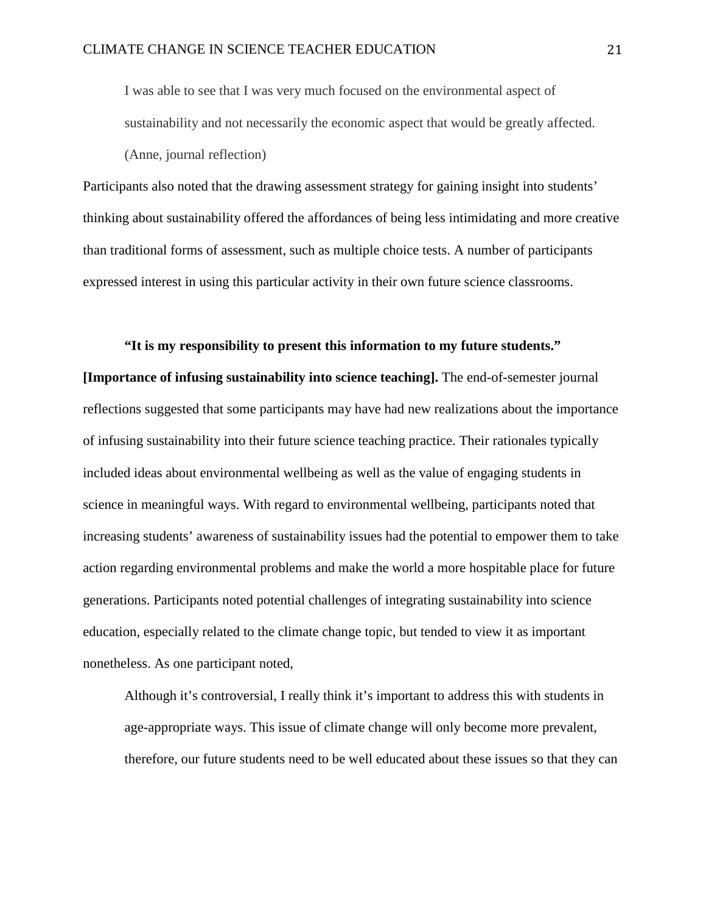> I was able to see that I was very much focused on the environmental aspect of sustainability and not necessarily the economic aspect that would be greatly affected. (Anne, journal reflection)

Participants also noted that the drawing assessment strategy for gaining insight into students' thinking about sustainability offered the affordances of being less intimidating and more creative than traditional forms of assessment, such as multiple choice tests. A number of participants expressed interest in using this particular activity in their own future science classrooms.

**"It is my responsibility to present this information to my future students." [Importance of infusing sustainability into science teaching].** The end-of-semester journal reflections suggested that some participants may have had new realizations about the importance of infusing sustainability into their future science teaching practice. Their rationales typically included ideas about environmental wellbeing as well as the value of engaging students in science in meaningful ways. With regard to environmental wellbeing, participants noted that increasing students' awareness of sustainability issues had the potential to empower them to take action regarding environmental problems and make the world a more hospitable place for future generations. Participants noted potential challenges of integrating sustainability into science education, especially related to the climate change topic, but tended to view it as important nonetheless. As one participant noted,

> Although it's controversial, I really think it's important to address this with students in age-appropriate ways. This issue of climate change will only become more prevalent, therefore, our future students need to be well educated about these issues so that they can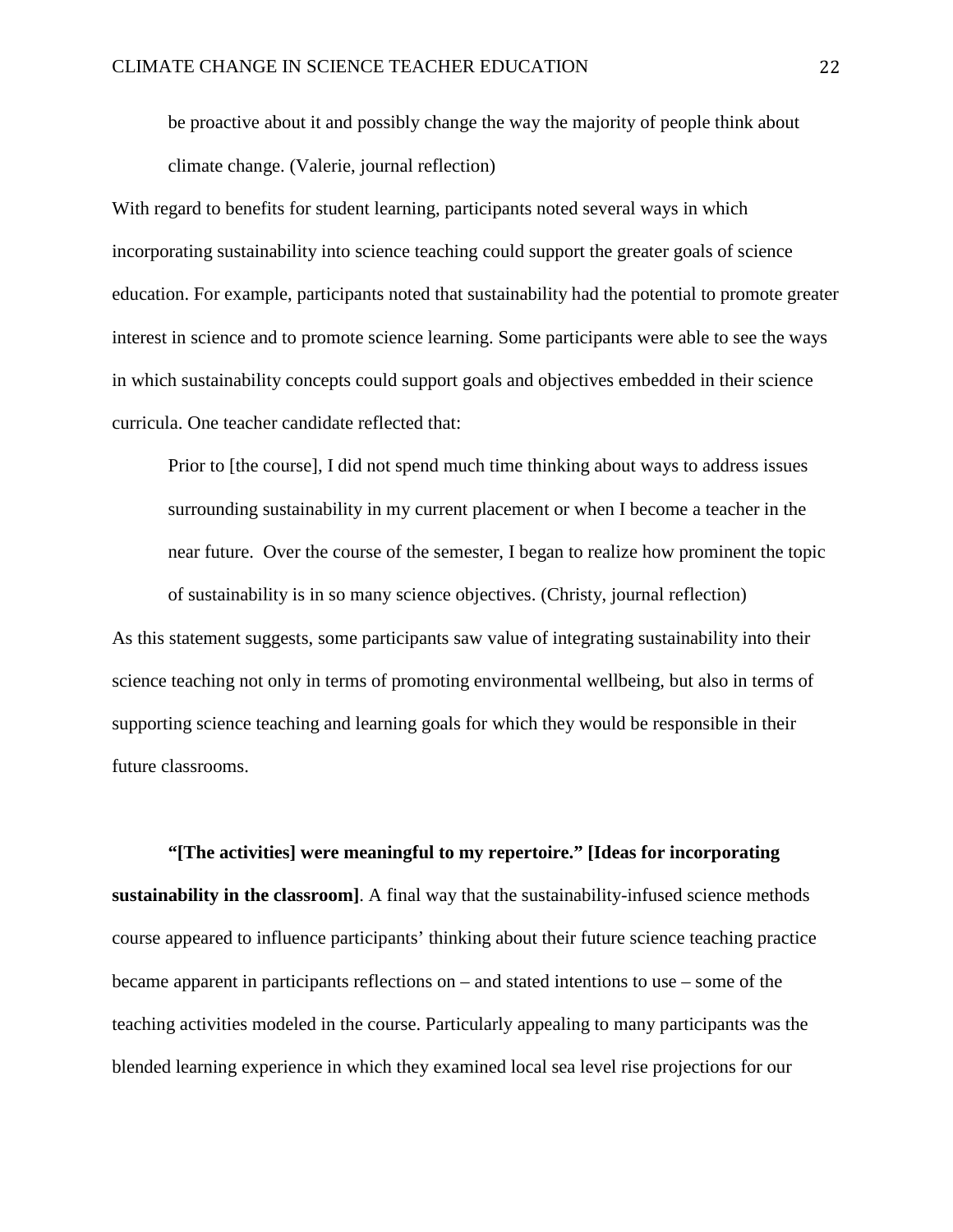> be proactive about it and possibly change the way the majority of people think about climate change. (Valerie, journal reflection)

With regard to benefits for student learning, participants noted several ways in which incorporating sustainability into science teaching could support the greater goals of science education. For example, participants noted that sustainability had the potential to promote greater interest in science and to promote science learning. Some participants were able to see the ways in which sustainability concepts could support goals and objectives embedded in their science curricula. One teacher candidate reflected that:

> Prior to [the course], I did not spend much time thinking about ways to address issues surrounding sustainability in my current placement or when I become a teacher in the near future. Over the course of the semester, I began to realize how prominent the topic of sustainability is in so many science objectives. (Christy, journal reflection)

As this statement suggests, some participants saw value of integrating sustainability into their science teaching not only in terms of promoting environmental wellbeing, but also in terms of supporting science teaching and learning goals for which they would be responsible in their future classrooms.

**"[The activities] were meaningful to my repertoire." [Ideas for incorporating sustainability in the classroom]**. A final way that the sustainability-infused science methods course appeared to influence participants' thinking about their future science teaching practice became apparent in participants reflections on – and stated intentions to use – some of the teaching activities modeled in the course. Particularly appealing to many participants was the blended learning experience in which they examined local sea level rise projections for our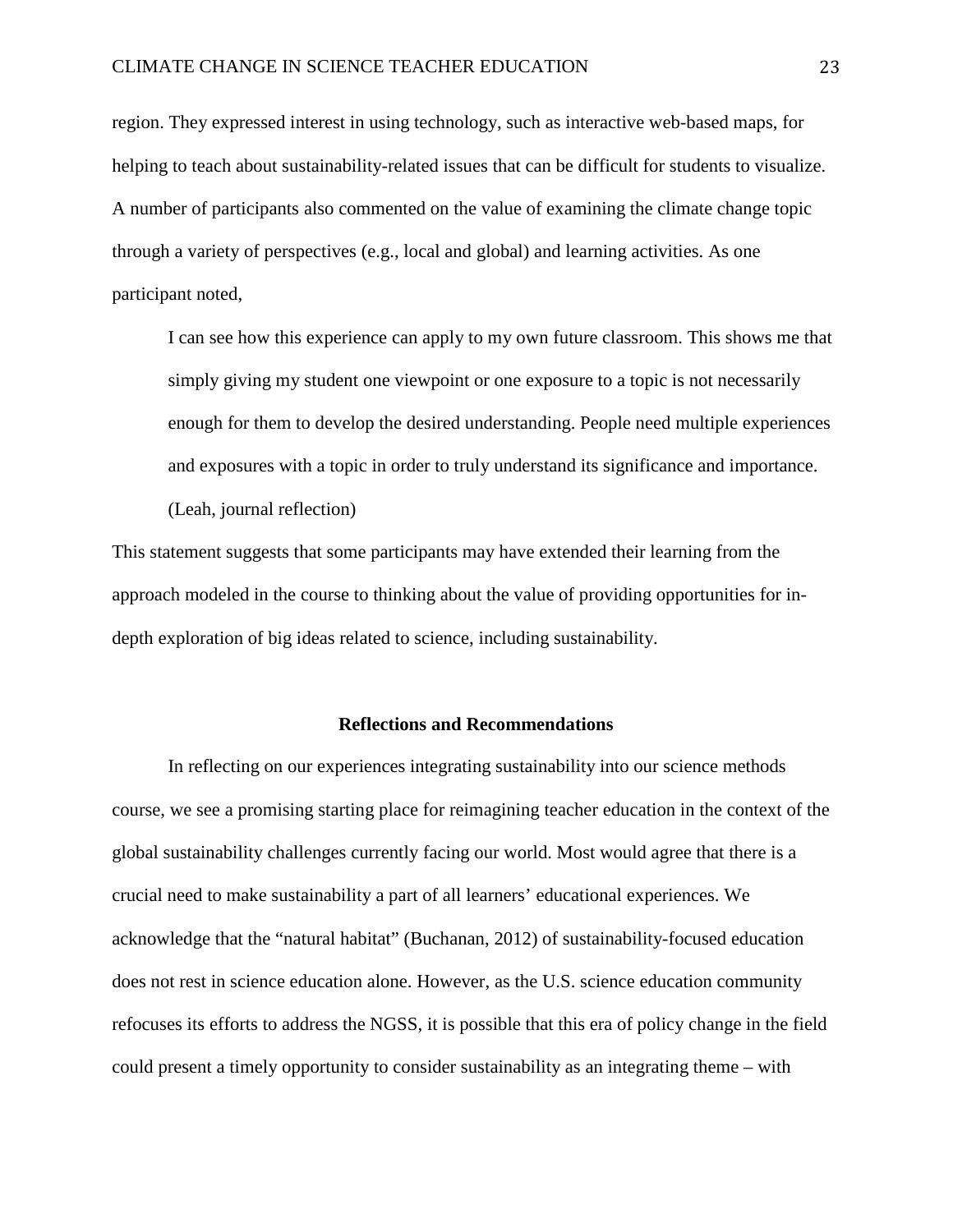region. They expressed interest in using technology, such as interactive web-based maps, for helping to teach about sustainability-related issues that can be difficult for students to visualize. A number of participants also commented on the value of examining the climate change topic through a variety of perspectives (e.g., local and global) and learning activities. As one participant noted,

> I can see how this experience can apply to my own future classroom. This shows me that simply giving my student one viewpoint or one exposure to a topic is not necessarily enough for them to develop the desired understanding. People need multiple experiences and exposures with a topic in order to truly understand its significance and importance. (Leah, journal reflection)

This statement suggests that some participants may have extended their learning from the approach modeled in the course to thinking about the value of providing opportunities for in-depth exploration of big ideas related to science, including sustainability.

## Reflections and Recommendations

In reflecting on our experiences integrating sustainability into our science methods course, we see a promising starting place for reimagining teacher education in the context of the global sustainability challenges currently facing our world. Most would agree that there is a crucial need to make sustainability a part of all learners' educational experiences. We acknowledge that the "natural habitat" (Buchanan, 2012) of sustainability-focused education does not rest in science education alone. However, as the U.S. science education community refocuses its efforts to address the NGSS, it is possible that this era of policy change in the field could present a timely opportunity to consider sustainability as an integrating theme – with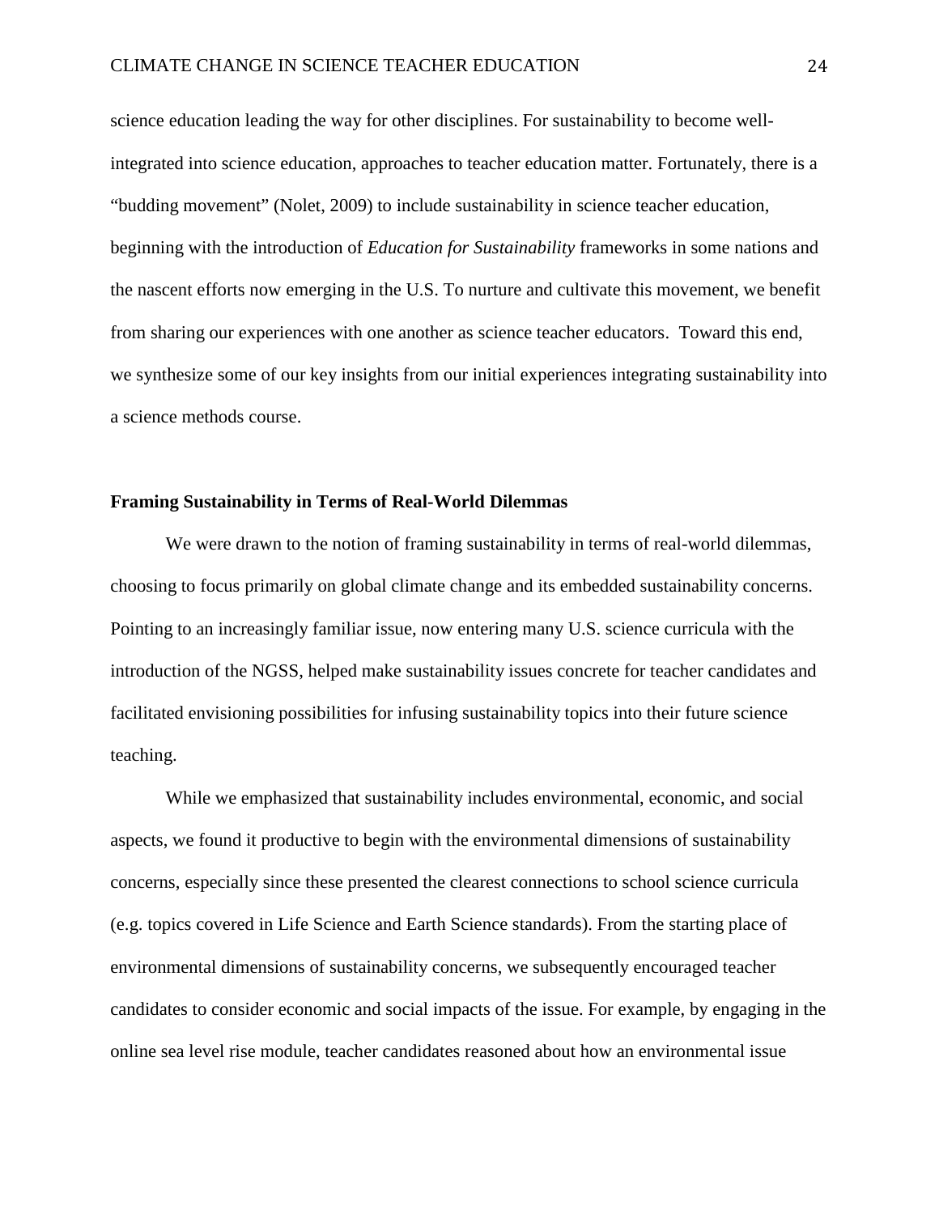science education leading the way for other disciplines. For sustainability to become well-integrated into science education, approaches to teacher education matter. Fortunately, there is a "budding movement" (Nolet, 2009) to include sustainability in science teacher education, beginning with the introduction of *Education for Sustainability* frameworks in some nations and the nascent efforts now emerging in the U.S. To nurture and cultivate this movement, we benefit from sharing our experiences with one another as science teacher educators. Toward this end, we synthesize some of our key insights from our initial experiences integrating sustainability into a science methods course.

**Framing Sustainability in Terms of Real-World Dilemmas**

We were drawn to the notion of framing sustainability in terms of real-world dilemmas, choosing to focus primarily on global climate change and its embedded sustainability concerns. Pointing to an increasingly familiar issue, now entering many U.S. science curricula with the introduction of the NGSS, helped make sustainability issues concrete for teacher candidates and facilitated envisioning possibilities for infusing sustainability topics into their future science teaching.

While we emphasized that sustainability includes environmental, economic, and social aspects, we found it productive to begin with the environmental dimensions of sustainability concerns, especially since these presented the clearest connections to school science curricula (e.g. topics covered in Life Science and Earth Science standards). From the starting place of environmental dimensions of sustainability concerns, we subsequently encouraged teacher candidates to consider economic and social impacts of the issue. For example, by engaging in the online sea level rise module, teacher candidates reasoned about how an environmental issue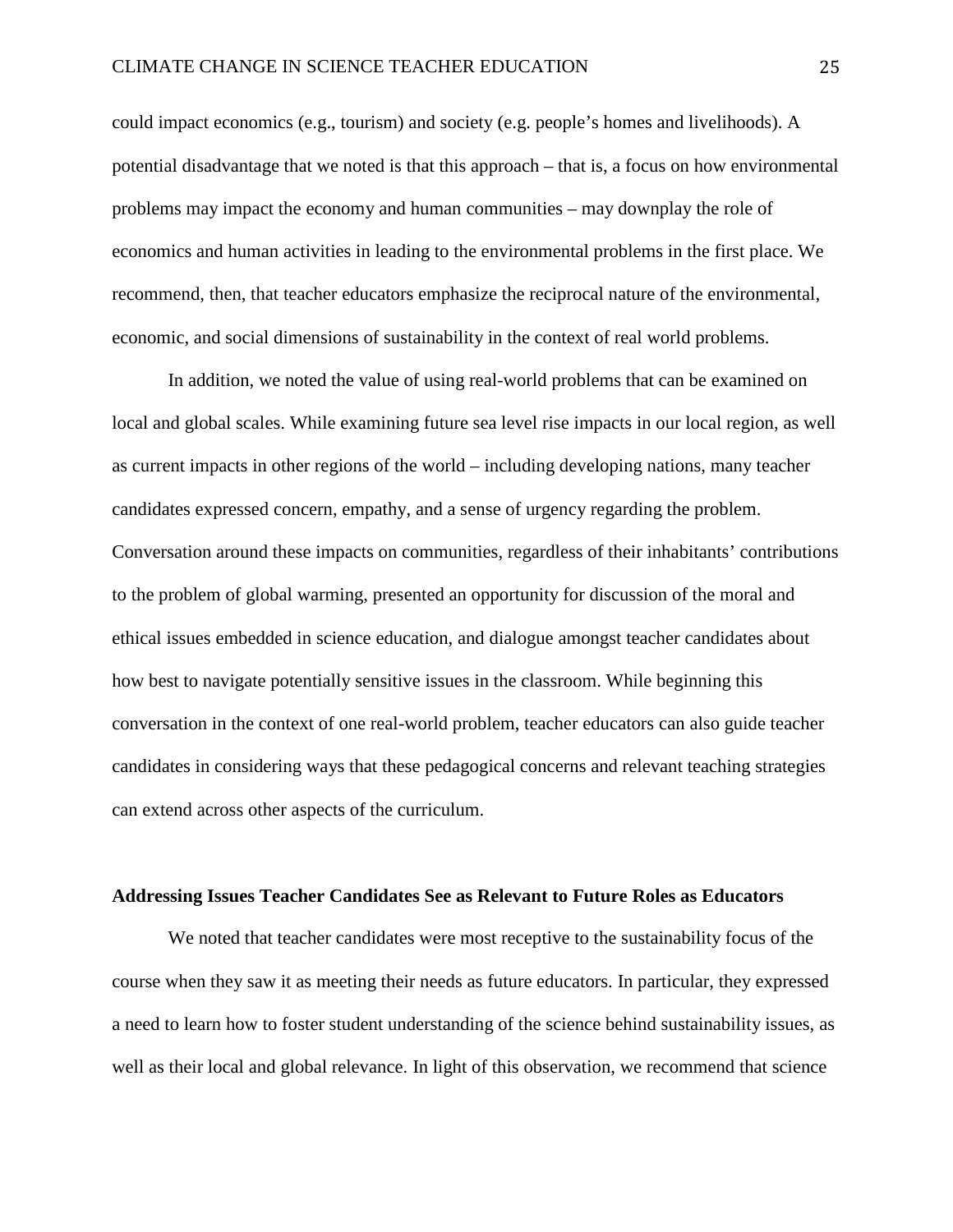could impact economics (e.g., tourism) and society (e.g. people's homes and livelihoods). A potential disadvantage that we noted is that this approach – that is, a focus on how environmental problems may impact the economy and human communities – may downplay the role of economics and human activities in leading to the environmental problems in the first place. We recommend, then, that teacher educators emphasize the reciprocal nature of the environmental, economic, and social dimensions of sustainability in the context of real world problems.

In addition, we noted the value of using real-world problems that can be examined on local and global scales. While examining future sea level rise impacts in our local region, as well as current impacts in other regions of the world – including developing nations, many teacher candidates expressed concern, empathy, and a sense of urgency regarding the problem. Conversation around these impacts on communities, regardless of their inhabitants' contributions to the problem of global warming, presented an opportunity for discussion of the moral and ethical issues embedded in science education, and dialogue amongst teacher candidates about how best to navigate potentially sensitive issues in the classroom. While beginning this conversation in the context of one real-world problem, teacher educators can also guide teacher candidates in considering ways that these pedagogical concerns and relevant teaching strategies can extend across other aspects of the curriculum.

## Addressing Issues Teacher Candidates See as Relevant to Future Roles as Educators

We noted that teacher candidates were most receptive to the sustainability focus of the course when they saw it as meeting their needs as future educators. In particular, they expressed a need to learn how to foster student understanding of the science behind sustainability issues, as well as their local and global relevance. In light of this observation, we recommend that science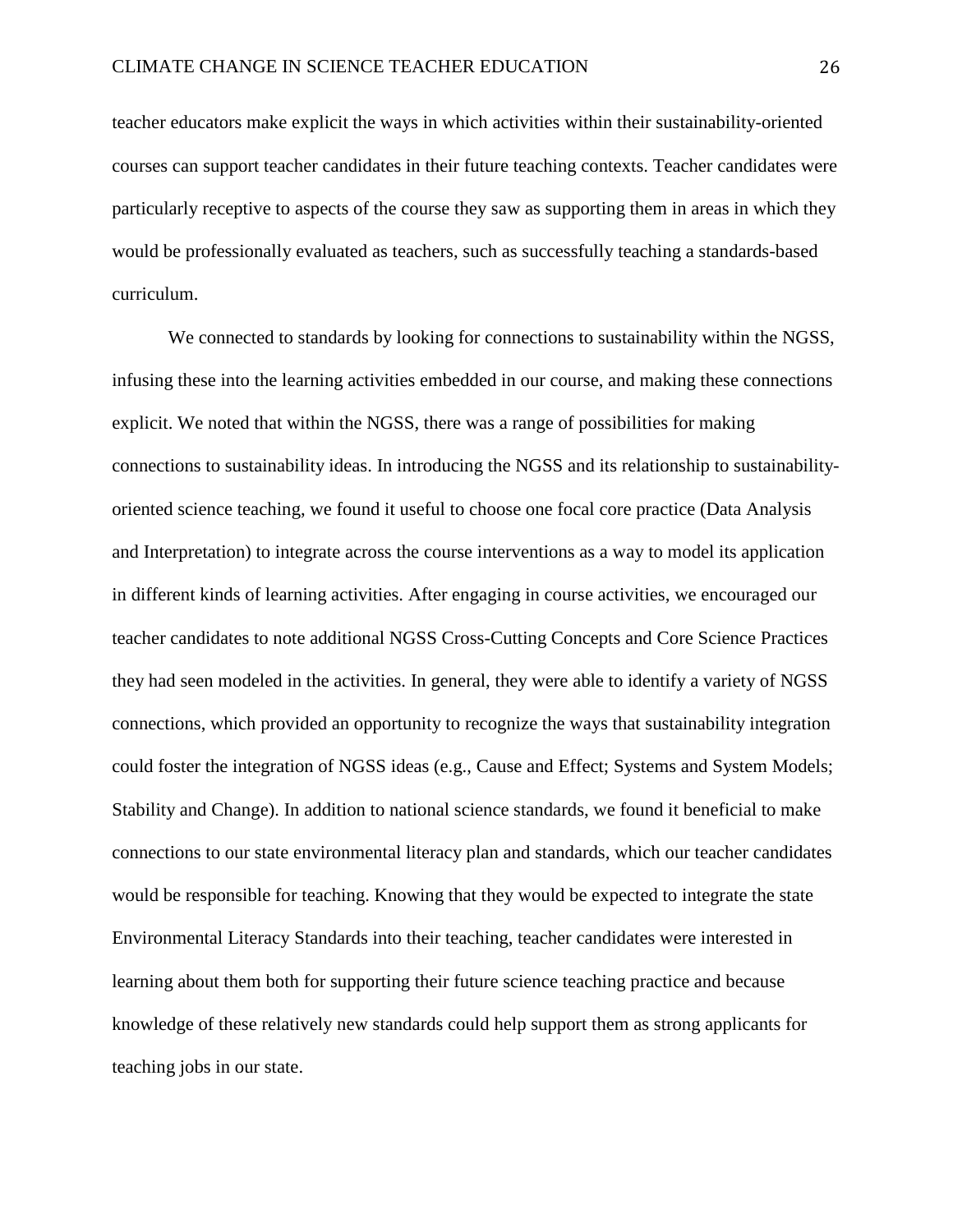teacher educators make explicit the ways in which activities within their sustainability-oriented courses can support teacher candidates in their future teaching contexts. Teacher candidates were particularly receptive to aspects of the course they saw as supporting them in areas in which they would be professionally evaluated as teachers, such as successfully teaching a standards-based curriculum.

We connected to standards by looking for connections to sustainability within the NGSS, infusing these into the learning activities embedded in our course, and making these connections explicit. We noted that within the NGSS, there was a range of possibilities for making connections to sustainability ideas. In introducing the NGSS and its relationship to sustainability-oriented science teaching, we found it useful to choose one focal core practice (Data Analysis and Interpretation) to integrate across the course interventions as a way to model its application in different kinds of learning activities. After engaging in course activities, we encouraged our teacher candidates to note additional NGSS Cross-Cutting Concepts and Core Science Practices they had seen modeled in the activities. In general, they were able to identify a variety of NGSS connections, which provided an opportunity to recognize the ways that sustainability integration could foster the integration of NGSS ideas (e.g., Cause and Effect; Systems and System Models; Stability and Change). In addition to national science standards, we found it beneficial to make connections to our state environmental literacy plan and standards, which our teacher candidates would be responsible for teaching. Knowing that they would be expected to integrate the state Environmental Literacy Standards into their teaching, teacher candidates were interested in learning about them both for supporting their future science teaching practice and because knowledge of these relatively new standards could help support them as strong applicants for teaching jobs in our state.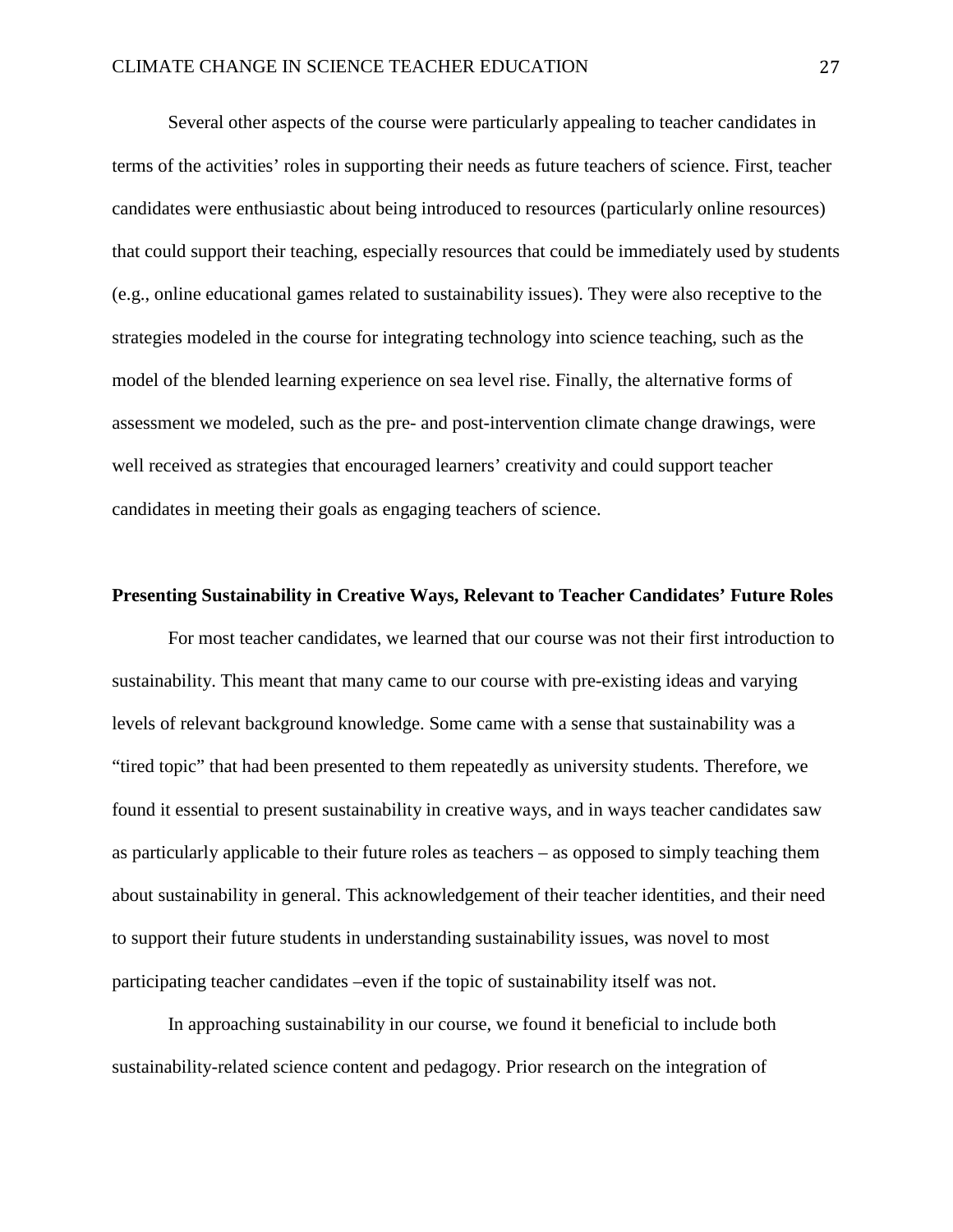Several other aspects of the course were particularly appealing to teacher candidates in terms of the activities' roles in supporting their needs as future teachers of science. First, teacher candidates were enthusiastic about being introduced to resources (particularly online resources) that could support their teaching, especially resources that could be immediately used by students (e.g., online educational games related to sustainability issues). They were also receptive to the strategies modeled in the course for integrating technology into science teaching, such as the model of the blended learning experience on sea level rise. Finally, the alternative forms of assessment we modeled, such as the pre- and post-intervention climate change drawings, were well received as strategies that encouraged learners' creativity and could support teacher candidates in meeting their goals as engaging teachers of science.

**Presenting Sustainability in Creative Ways, Relevant to Teacher Candidates' Future Roles**

For most teacher candidates, we learned that our course was not their first introduction to sustainability. This meant that many came to our course with pre-existing ideas and varying levels of relevant background knowledge. Some came with a sense that sustainability was a "tired topic" that had been presented to them repeatedly as university students. Therefore, we found it essential to present sustainability in creative ways, and in ways teacher candidates saw as particularly applicable to their future roles as teachers – as opposed to simply teaching them about sustainability in general. This acknowledgement of their teacher identities, and their need to support their future students in understanding sustainability issues, was novel to most participating teacher candidates –even if the topic of sustainability itself was not.

In approaching sustainability in our course, we found it beneficial to include both sustainability-related science content and pedagogy. Prior research on the integration of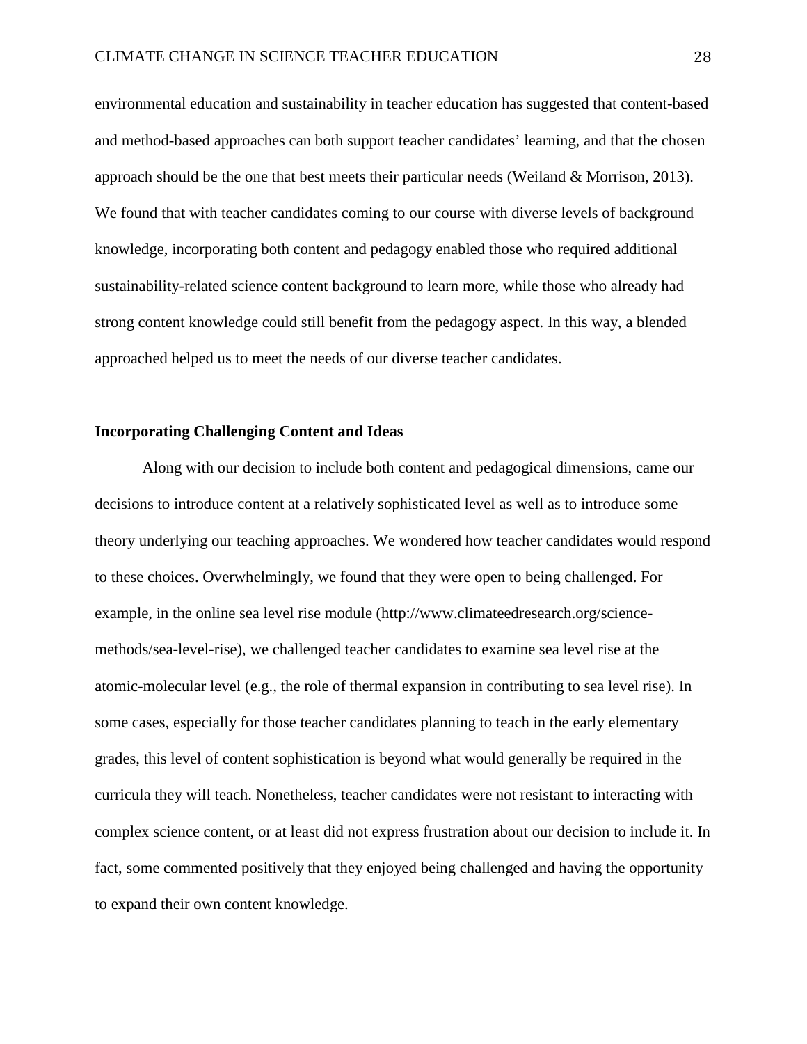environmental education and sustainability in teacher education has suggested that content-based and method-based approaches can both support teacher candidates' learning, and that the chosen approach should be the one that best meets their particular needs (Weiland & Morrison, 2013). We found that with teacher candidates coming to our course with diverse levels of background knowledge, incorporating both content and pedagogy enabled those who required additional sustainability-related science content background to learn more, while those who already had strong content knowledge could still benefit from the pedagogy aspect. In this way, a blended approached helped us to meet the needs of our diverse teacher candidates.

### Incorporating Challenging Content and Ideas

Along with our decision to include both content and pedagogical dimensions, came our decisions to introduce content at a relatively sophisticated level as well as to introduce some theory underlying our teaching approaches. We wondered how teacher candidates would respond to these choices. Overwhelmingly, we found that they were open to being challenged. For example, in the online sea level rise module (http://www.climateedresearch.org/science-methods/sea-level-rise), we challenged teacher candidates to examine sea level rise at the atomic-molecular level (e.g., the role of thermal expansion in contributing to sea level rise). In some cases, especially for those teacher candidates planning to teach in the early elementary grades, this level of content sophistication is beyond what would generally be required in the curricula they will teach. Nonetheless, teacher candidates were not resistant to interacting with complex science content, or at least did not express frustration about our decision to include it. In fact, some commented positively that they enjoyed being challenged and having the opportunity to expand their own content knowledge.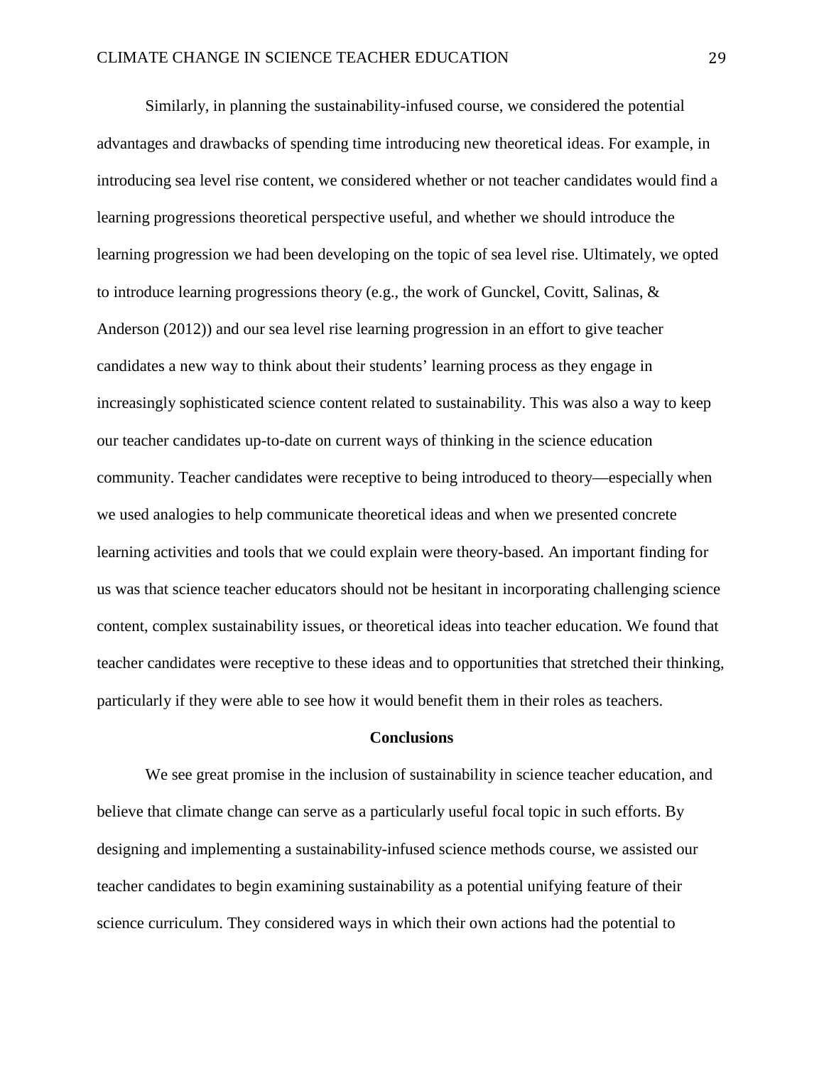Similarly, in planning the sustainability-infused course, we considered the potential advantages and drawbacks of spending time introducing new theoretical ideas. For example, in introducing sea level rise content, we considered whether or not teacher candidates would find a learning progressions theoretical perspective useful, and whether we should introduce the learning progression we had been developing on the topic of sea level rise. Ultimately, we opted to introduce learning progressions theory (e.g., the work of Gunckel, Covitt, Salinas, & Anderson (2012)) and our sea level rise learning progression in an effort to give teacher candidates a new way to think about their students' learning process as they engage in increasingly sophisticated science content related to sustainability. This was also a way to keep our teacher candidates up-to-date on current ways of thinking in the science education community. Teacher candidates were receptive to being introduced to theory—especially when we used analogies to help communicate theoretical ideas and when we presented concrete learning activities and tools that we could explain were theory-based. An important finding for us was that science teacher educators should not be hesitant in incorporating challenging science content, complex sustainability issues, or theoretical ideas into teacher education. We found that teacher candidates were receptive to these ideas and to opportunities that stretched their thinking, particularly if they were able to see how it would benefit them in their roles as teachers.

## Conclusions

We see great promise in the inclusion of sustainability in science teacher education, and believe that climate change can serve as a particularly useful focal topic in such efforts. By designing and implementing a sustainability-infused science methods course, we assisted our teacher candidates to begin examining sustainability as a potential unifying feature of their science curriculum. They considered ways in which their own actions had the potential to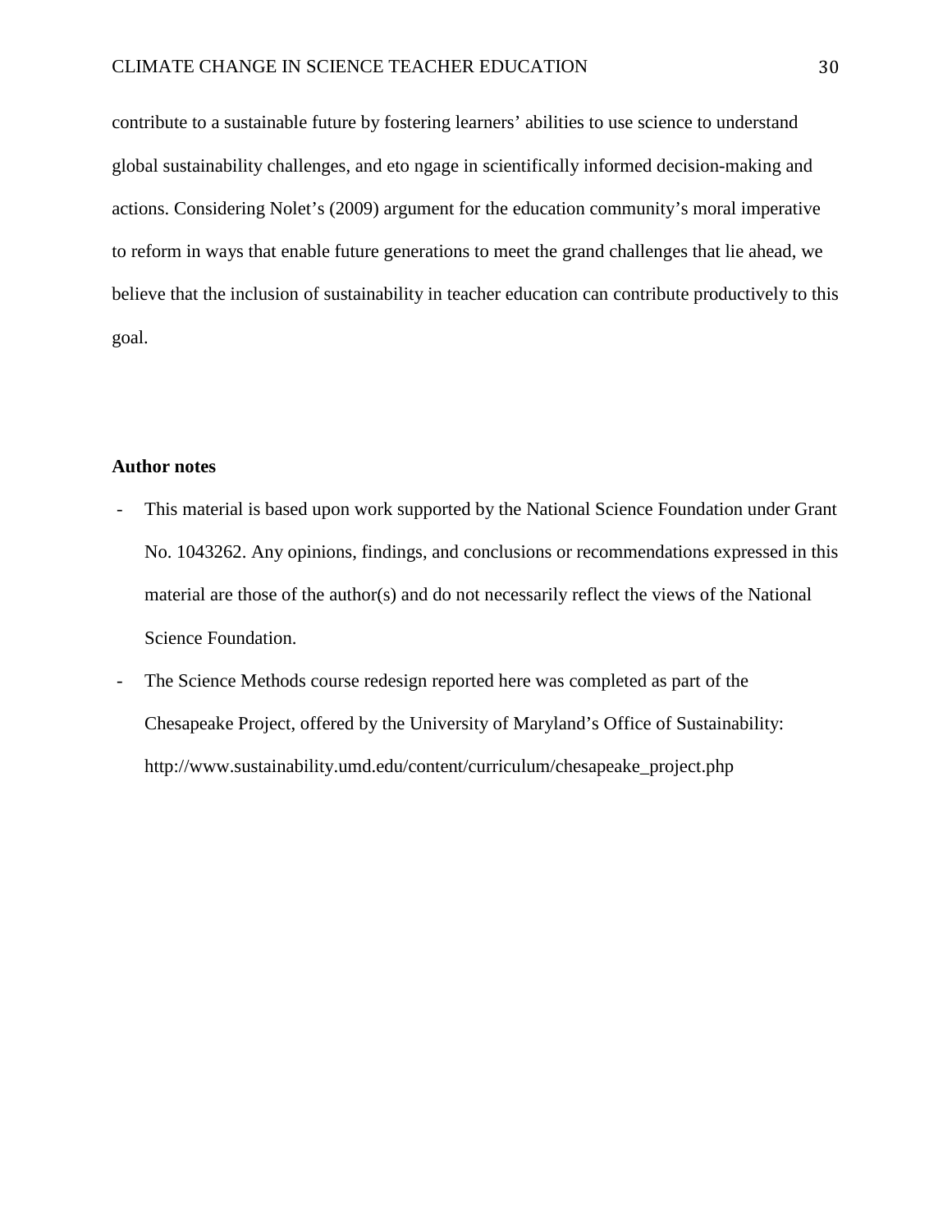contribute to a sustainable future by fostering learners' abilities to use science to understand global sustainability challenges, and eto ngage in scientifically informed decision-making and actions. Considering Nolet's (2009) argument for the education community's moral imperative to reform in ways that enable future generations to meet the grand challenges that lie ahead, we believe that the inclusion of sustainability in teacher education can contribute productively to this goal.

**Author notes**

- This material is based upon work supported by the National Science Foundation under Grant No. 1043262. Any opinions, findings, and conclusions or recommendations expressed in this material are those of the author(s) and do not necessarily reflect the views of the National Science Foundation.
- The Science Methods course redesign reported here was completed as part of the Chesapeake Project, offered by the University of Maryland's Office of Sustainability: http://www.sustainability.umd.edu/content/curriculum/chesapeake_project.php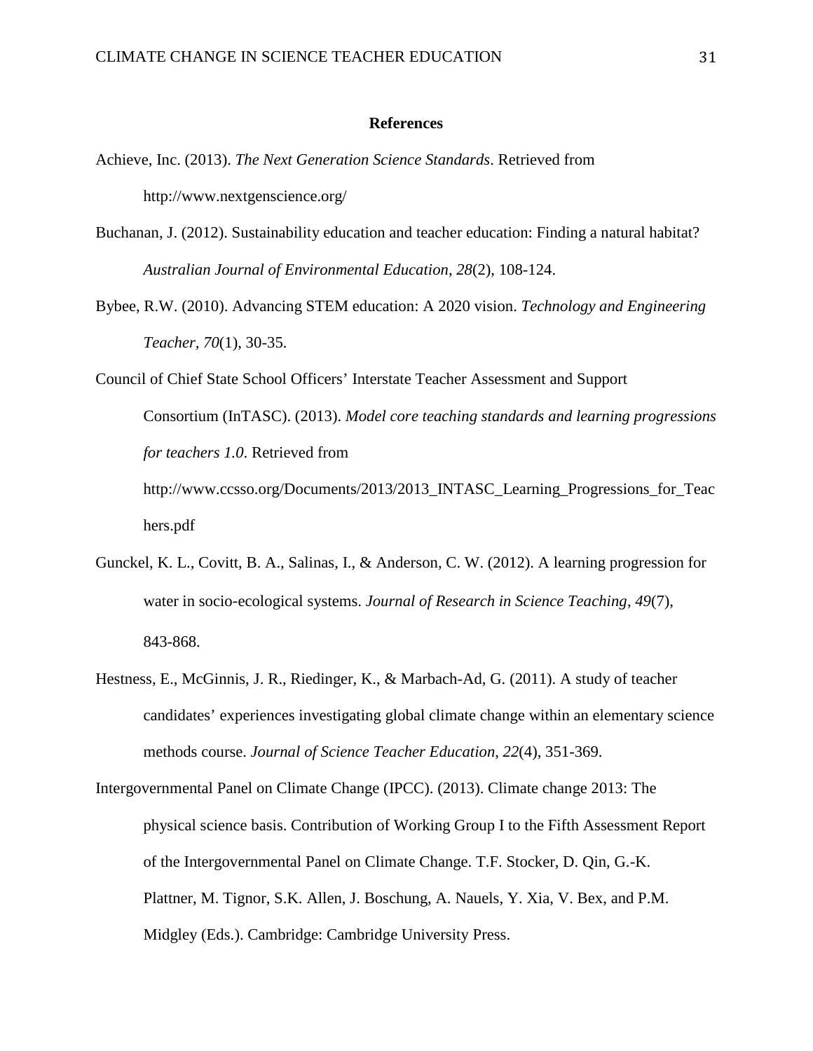**References**

Achieve, Inc. (2013). *The Next Generation Science Standards*. Retrieved from http://www.nextgenscience.org/

Buchanan, J. (2012). Sustainability education and teacher education: Finding a natural habitat? *Australian Journal of Environmental Education*, *28*(2), 108-124.

Bybee, R.W. (2010). Advancing STEM education: A 2020 vision. *Technology and Engineering Teacher*, *70*(1), 30-35.

Council of Chief State School Officers' Interstate Teacher Assessment and Support Consortium (InTASC). (2013). *Model core teaching standards and learning progressions for teachers 1.0*. Retrieved from http://www.ccsso.org/Documents/2013/2013_INTASC_Learning_Progressions_for_Teachers.pdf

Gunckel, K. L., Covitt, B. A., Salinas, I., & Anderson, C. W. (2012). A learning progression for water in socio-ecological systems. *Journal of Research in Science Teaching*, *49*(7), 843-868.

Hestness, E., McGinnis, J. R., Riedinger, K., & Marbach-Ad, G. (2011). A study of teacher candidates' experiences investigating global climate change within an elementary science methods course. *Journal of Science Teacher Education*, *22*(4), 351-369.

Intergovernmental Panel on Climate Change (IPCC). (2013). Climate change 2013: The physical science basis. Contribution of Working Group I to the Fifth Assessment Report of the Intergovernmental Panel on Climate Change. T.F. Stocker, D. Qin, G.-K. Plattner, M. Tignor, S.K. Allen, J. Boschung, A. Nauels, Y. Xia, V. Bex, and P.M. Midgley (Eds.). Cambridge: Cambridge University Press.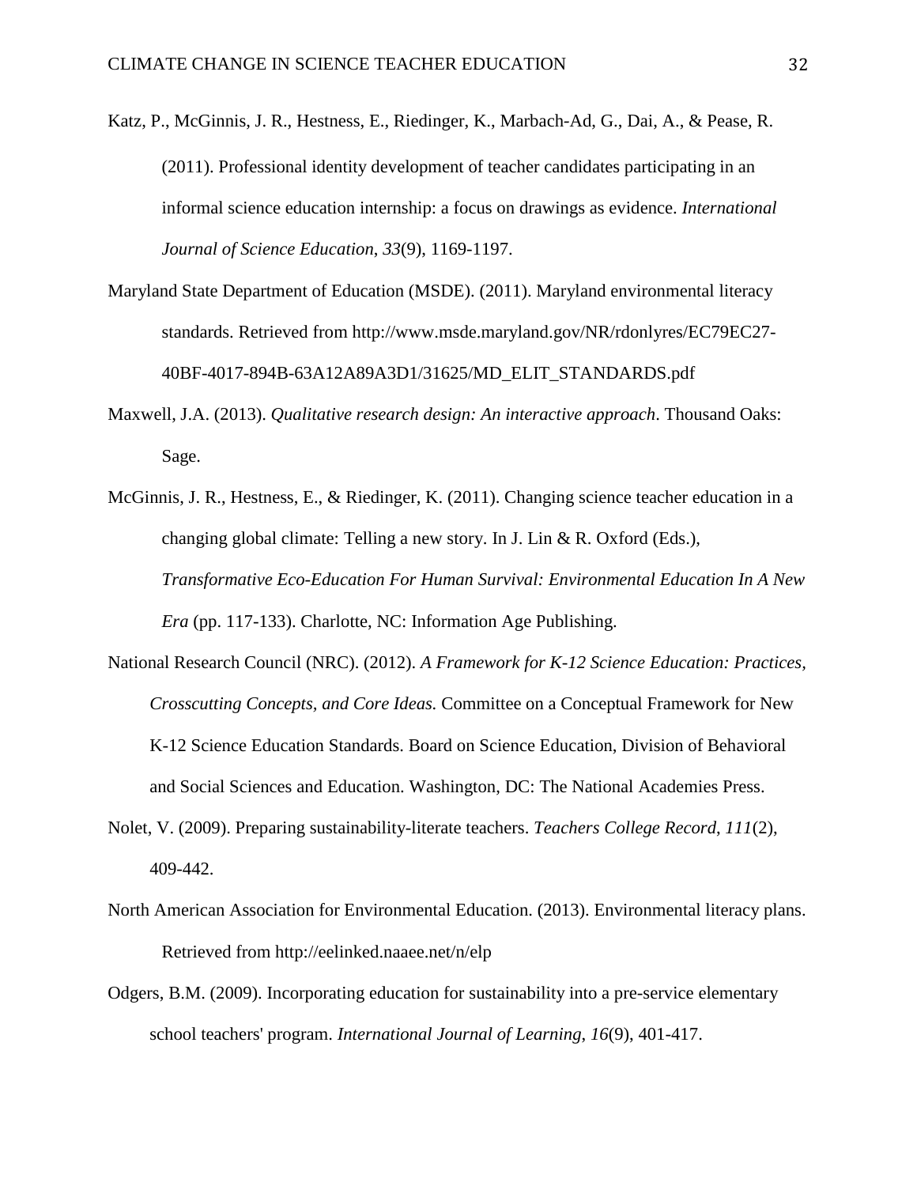Katz, P., McGinnis, J. R., Hestness, E., Riedinger, K., Marbach-Ad, G., Dai, A., & Pease, R. (2011). Professional identity development of teacher candidates participating in an informal science education internship: a focus on drawings as evidence. *International Journal of Science Education*, *33*(9), 1169-1197.

Maryland State Department of Education (MSDE). (2011). Maryland environmental literacy standards. Retrieved from http://www.msde.maryland.gov/NR/rdonlyres/EC79EC27-40BF-4017-894B-63A12A89A3D1/31625/MD_ELIT_STANDARDS.pdf

Maxwell, J.A. (2013). *Qualitative research design: An interactive approach*. Thousand Oaks: Sage.

McGinnis, J. R., Hestness, E., & Riedinger, K. (2011). Changing science teacher education in a changing global climate: Telling a new story. In J. Lin & R. Oxford (Eds.), *Transformative Eco-Education For Human Survival: Environmental Education In A New Era* (pp. 117-133). Charlotte, NC: Information Age Publishing.

National Research Council (NRC). (2012). *A Framework for K-12 Science Education: Practices, Crosscutting Concepts, and Core Ideas.* Committee on a Conceptual Framework for New K-12 Science Education Standards. Board on Science Education, Division of Behavioral and Social Sciences and Education. Washington, DC: The National Academies Press.

Nolet, V. (2009). Preparing sustainability-literate teachers. *Teachers College Record*, *111*(2), 409-442.

North American Association for Environmental Education. (2013). Environmental literacy plans. Retrieved from http://eelinked.naaee.net/n/elp

Odgers, B.M. (2009). Incorporating education for sustainability into a pre-service elementary school teachers' program. *International Journal of Learning*, *16*(9), 401-417.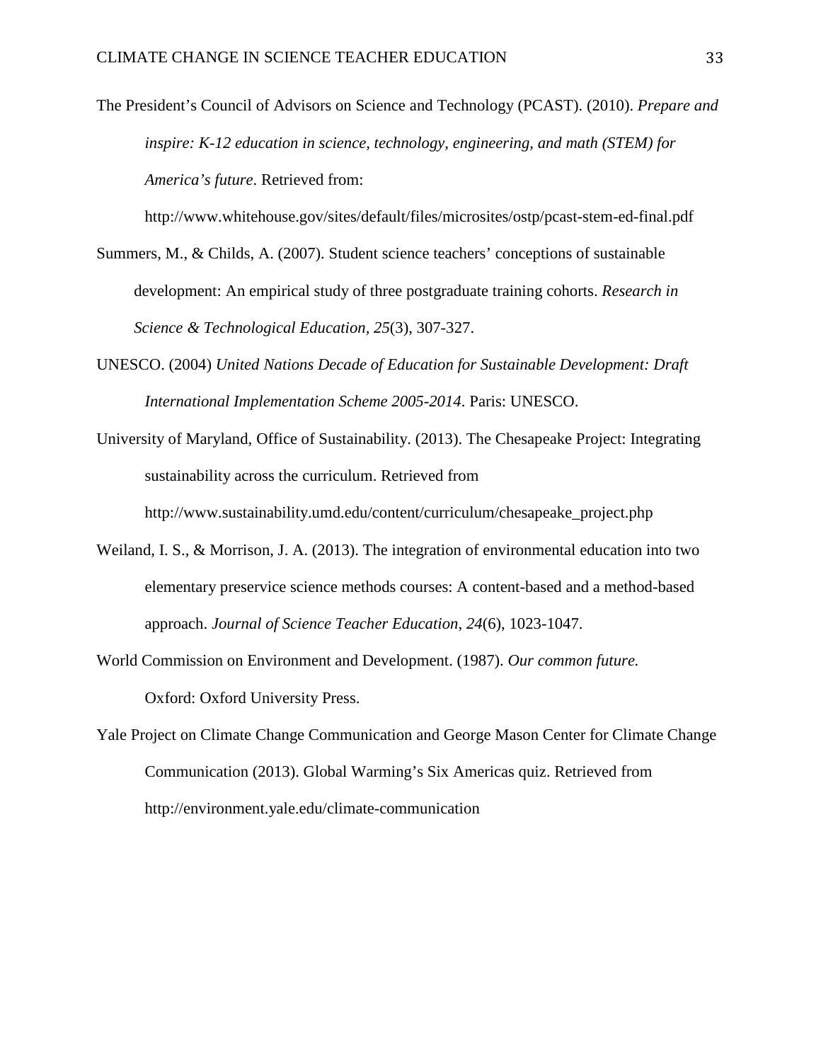The President's Council of Advisors on Science and Technology (PCAST). (2010). *Prepare and inspire: K-12 education in science, technology, engineering, and math (STEM) for America's future*. Retrieved from: http://www.whitehouse.gov/sites/default/files/microsites/ostp/pcast-stem-ed-final.pdf

Summers, M., & Childs, A. (2007). Student science teachers' conceptions of sustainable development: An empirical study of three postgraduate training cohorts. *Research in Science & Technological Education, 25*(3), 307-327.

UNESCO. (2004) *United Nations Decade of Education for Sustainable Development: Draft International Implementation Scheme 2005-2014*. Paris: UNESCO.

University of Maryland, Office of Sustainability. (2013). The Chesapeake Project: Integrating sustainability across the curriculum. Retrieved from http://www.sustainability.umd.edu/content/curriculum/chesapeake_project.php

Weiland, I. S., & Morrison, J. A. (2013). The integration of environmental education into two elementary preservice science methods courses: A content-based and a method-based approach. *Journal of Science Teacher Education*, *24*(6), 1023-1047.

World Commission on Environment and Development. (1987). *Our common future.* Oxford: Oxford University Press.

Yale Project on Climate Change Communication and George Mason Center for Climate Change Communication (2013). Global Warming's Six Americas quiz. Retrieved from http://environment.yale.edu/climate-communication